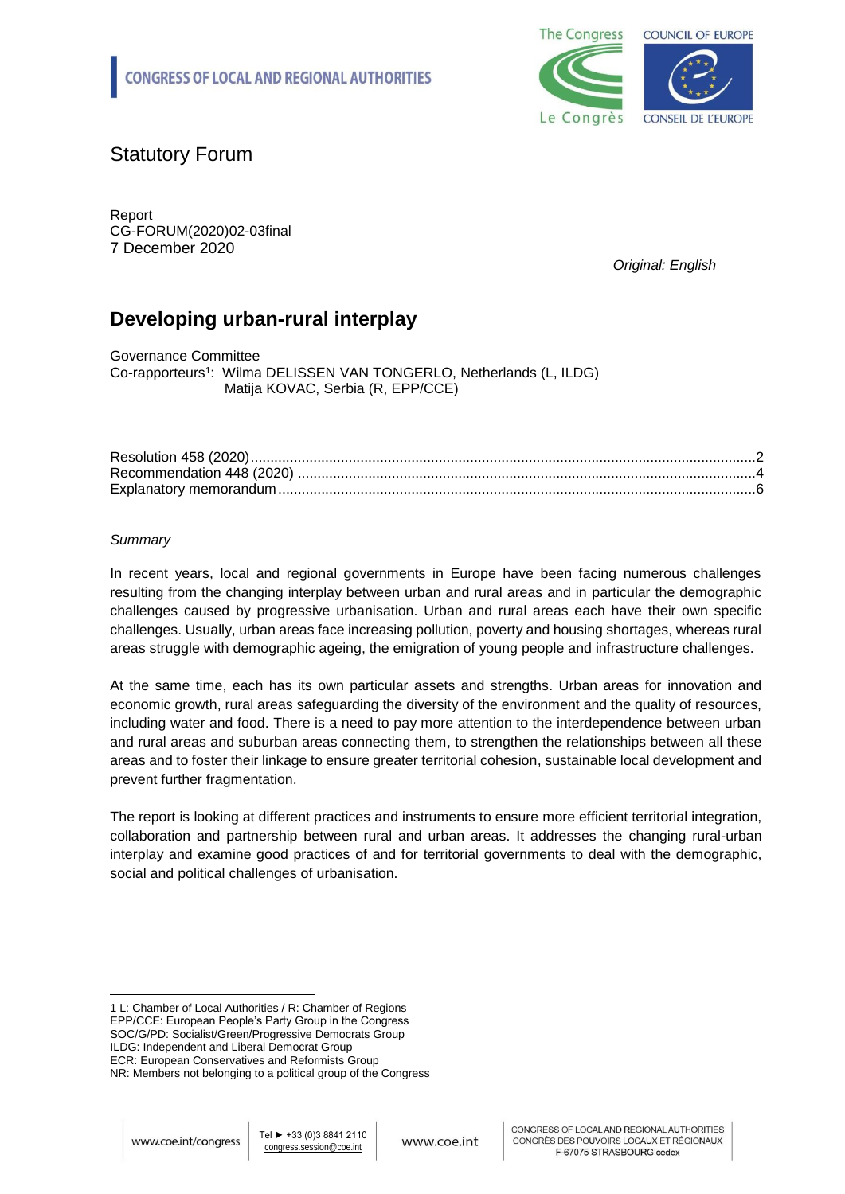CONGRESS OF LOCAL AND REGIONAL AUTHORITIES

# Statutory Forum

Report
CG-FORUM(2020)02-03final
7 December 2020

*Original: English*

## Developing urban-rural interplay

Governance Committee
Co-rapporteurs[1]: Wilma DELISSEN VAN TONGERLO, Netherlands (L, ILDG)
Matija KOVAC, Serbia (R, EPP/CCE)

| | |
|---|---|
| Resolution 458 (2020) | 2 |
| Recommendation 448 (2020) | 4 |
| Explanatory memorandum | 6 |

*Summary*

In recent years, local and regional governments in Europe have been facing numerous challenges resulting from the changing interplay between urban and rural areas and in particular the demographic challenges caused by progressive urbanisation. Urban and rural areas each have their own specific challenges. Usually, urban areas face increasing pollution, poverty and housing shortages, whereas rural areas struggle with demographic ageing, the emigration of young people and infrastructure challenges.

At the same time, each has its own particular assets and strengths. Urban areas for innovation and economic growth, rural areas safeguarding the diversity of the environment and the quality of resources, including water and food. There is a need to pay more attention to the interdependence between urban and rural areas and suburban areas connecting them, to strengthen the relationships between all these areas and to foster their linkage to ensure greater territorial cohesion, sustainable local development and prevent further fragmentation.

The report is looking at different practices and instruments to ensure more efficient territorial integration, collaboration and partnership between rural and urban areas. It addresses the changing rural-urban interplay and examine good practices of and for territorial governments to deal with the demographic, social and political challenges of urbanisation.

---

1 L: Chamber of Local Authorities / R: Chamber of Regions
EPP/CCE: European People's Party Group in the Congress
SOC/G/PD: Socialist/Green/Progressive Democrats Group
ILDG: Independent and Liberal Democrat Group
ECR: European Conservatives and Reformists Group
NR: Members not belonging to a political group of the Congress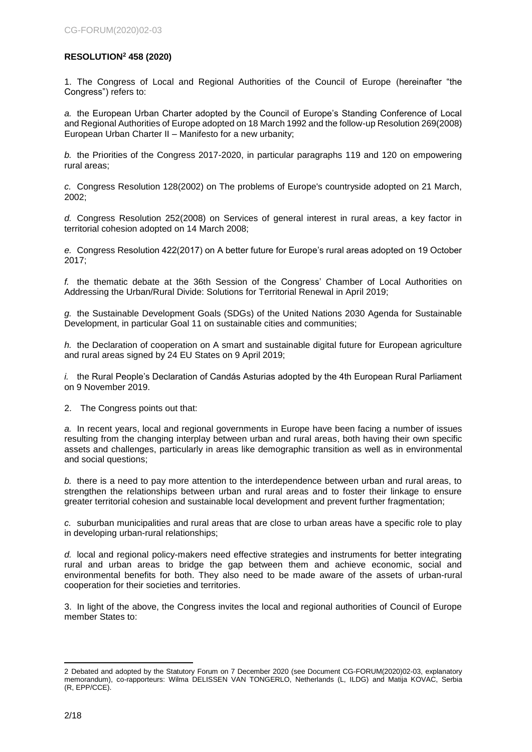**RESOLUTION[2] 458 (2020)**

1. The Congress of Local and Regional Authorities of the Council of Europe (hereinafter "the Congress") refers to:

*a.* the European Urban Charter adopted by the Council of Europe's Standing Conference of Local and Regional Authorities of Europe adopted on 18 March 1992 and the follow-up Resolution 269(2008) European Urban Charter II – Manifesto for a new urbanity;

*b.* the Priorities of the Congress 2017-2020, in particular paragraphs 119 and 120 on empowering rural areas;

*c.* Congress Resolution 128(2002) on The problems of Europe's countryside adopted on 21 March, 2002;

*d.* Congress Resolution 252(2008) on Services of general interest in rural areas, a key factor in territorial cohesion adopted on 14 March 2008;

*e.* Congress Resolution 422(2017) on A better future for Europe's rural areas adopted on 19 October 2017;

*f.* the thematic debate at the 36th Session of the Congress' Chamber of Local Authorities on Addressing the Urban/Rural Divide: Solutions for Territorial Renewal in April 2019;

*g.* the Sustainable Development Goals (SDGs) of the United Nations 2030 Agenda for Sustainable Development, in particular Goal 11 on sustainable cities and communities;

*h.* the Declaration of cooperation on A smart and sustainable digital future for European agriculture and rural areas signed by 24 EU States on 9 April 2019;

*i.* the Rural People's Declaration of Candás Asturias adopted by the 4th European Rural Parliament on 9 November 2019.

2. The Congress points out that:

*a.* In recent years, local and regional governments in Europe have been facing a number of issues resulting from the changing interplay between urban and rural areas, both having their own specific assets and challenges, particularly in areas like demographic transition as well as in environmental and social questions;

*b.* there is a need to pay more attention to the interdependence between urban and rural areas, to strengthen the relationships between urban and rural areas and to foster their linkage to ensure greater territorial cohesion and sustainable local development and prevent further fragmentation;

*c.* suburban municipalities and rural areas that are close to urban areas have a specific role to play in developing urban-rural relationships;

*d.* local and regional policy-makers need effective strategies and instruments for better integrating rural and urban areas to bridge the gap between them and achieve economic, social and environmental benefits for both. They also need to be made aware of the assets of urban-rural cooperation for their societies and territories.

3. In light of the above, the Congress invites the local and regional authorities of Council of Europe member States to:

---

2 Debated and adopted by the Statutory Forum on 7 December 2020 (see Document CG-FORUM(2020)02-03, explanatory memorandum), co-rapporteurs: Wilma DELISSEN VAN TONGERLO, Netherlands (L, ILDG) and Matija KOVAC, Serbia (R, EPP/CCE).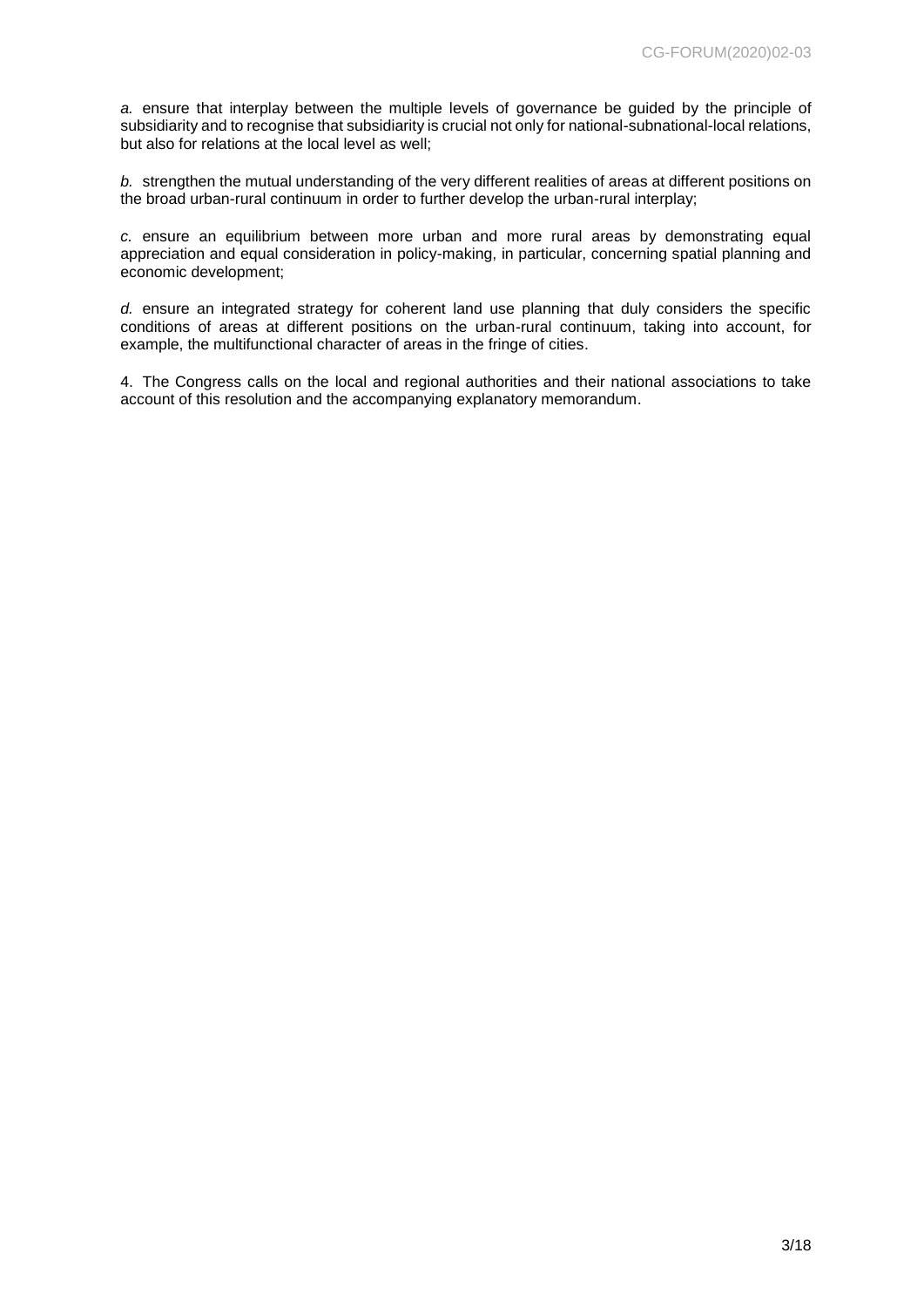*a.* ensure that interplay between the multiple levels of governance be guided by the principle of subsidiarity and to recognise that subsidiarity is crucial not only for national-subnational-local relations, but also for relations at the local level as well;

*b.* strengthen the mutual understanding of the very different realities of areas at different positions on the broad urban-rural continuum in order to further develop the urban-rural interplay;

*c.* ensure an equilibrium between more urban and more rural areas by demonstrating equal appreciation and equal consideration in policy-making, in particular, concerning spatial planning and economic development;

*d.* ensure an integrated strategy for coherent land use planning that duly considers the specific conditions of areas at different positions on the urban-rural continuum, taking into account, for example, the multifunctional character of areas in the fringe of cities.

4. The Congress calls on the local and regional authorities and their national associations to take account of this resolution and the accompanying explanatory memorandum.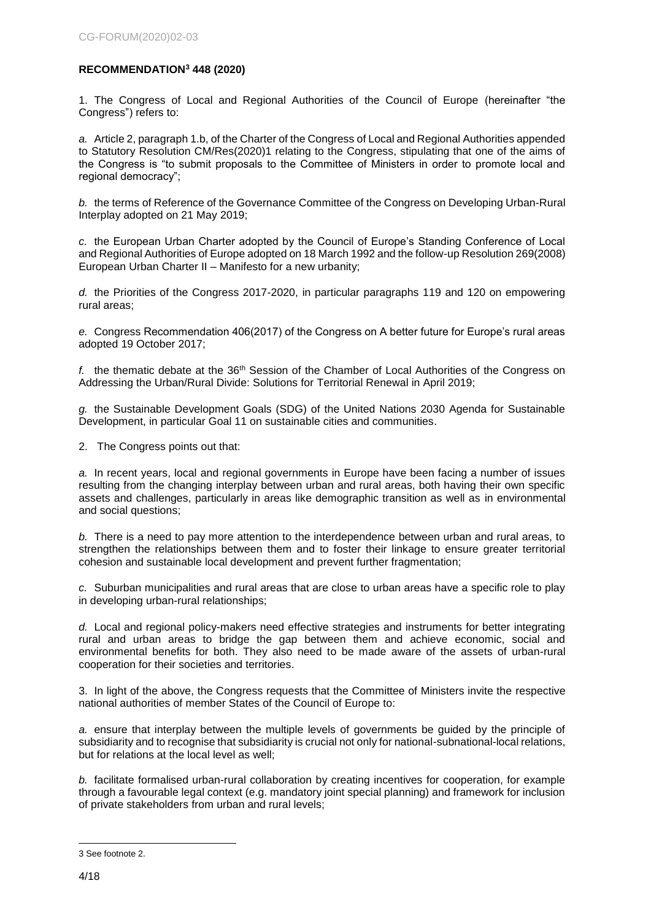**RECOMMENDATION[3] 448 (2020)**

1. The Congress of Local and Regional Authorities of the Council of Europe (hereinafter "the Congress") refers to:

*a.* Article 2, paragraph 1.b, of the Charter of the Congress of Local and Regional Authorities appended to Statutory Resolution CM/Res(2020)1 relating to the Congress, stipulating that one of the aims of the Congress is "to submit proposals to the Committee of Ministers in order to promote local and regional democracy";

*b.* the terms of Reference of the Governance Committee of the Congress on Developing Urban-Rural Interplay adopted on 21 May 2019;

*c.* the European Urban Charter adopted by the Council of Europe's Standing Conference of Local and Regional Authorities of Europe adopted on 18 March 1992 and the follow-up Resolution 269(2008) European Urban Charter II – Manifesto for a new urbanity;

*d.* the Priorities of the Congress 2017-2020, in particular paragraphs 119 and 120 on empowering rural areas;

*e.* Congress Recommendation 406(2017) of the Congress on A better future for Europe's rural areas adopted 19 October 2017;

*f.* the thematic debate at the 36th Session of the Chamber of Local Authorities of the Congress on Addressing the Urban/Rural Divide: Solutions for Territorial Renewal in April 2019;

*g.* the Sustainable Development Goals (SDG) of the United Nations 2030 Agenda for Sustainable Development, in particular Goal 11 on sustainable cities and communities.

2. The Congress points out that:

*a.* In recent years, local and regional governments in Europe have been facing a number of issues resulting from the changing interplay between urban and rural areas, both having their own specific assets and challenges, particularly in areas like demographic transition as well as in environmental and social questions;

*b.* There is a need to pay more attention to the interdependence between urban and rural areas, to strengthen the relationships between them and to foster their linkage to ensure greater territorial cohesion and sustainable local development and prevent further fragmentation;

*c.* Suburban municipalities and rural areas that are close to urban areas have a specific role to play in developing urban-rural relationships;

*d.* Local and regional policy-makers need effective strategies and instruments for better integrating rural and urban areas to bridge the gap between them and achieve economic, social and environmental benefits for both. They also need to be made aware of the assets of urban-rural cooperation for their societies and territories.

3. In light of the above, the Congress requests that the Committee of Ministers invite the respective national authorities of member States of the Council of Europe to:

*a.* ensure that interplay between the multiple levels of governments be guided by the principle of subsidiarity and to recognise that subsidiarity is crucial not only for national-subnational-local relations, but for relations at the local level as well;

*b.* facilitate formalised urban-rural collaboration by creating incentives for cooperation, for example through a favourable legal context (e.g. mandatory joint special planning) and framework for inclusion of private stakeholders from urban and rural levels;

---

3 See footnote 2.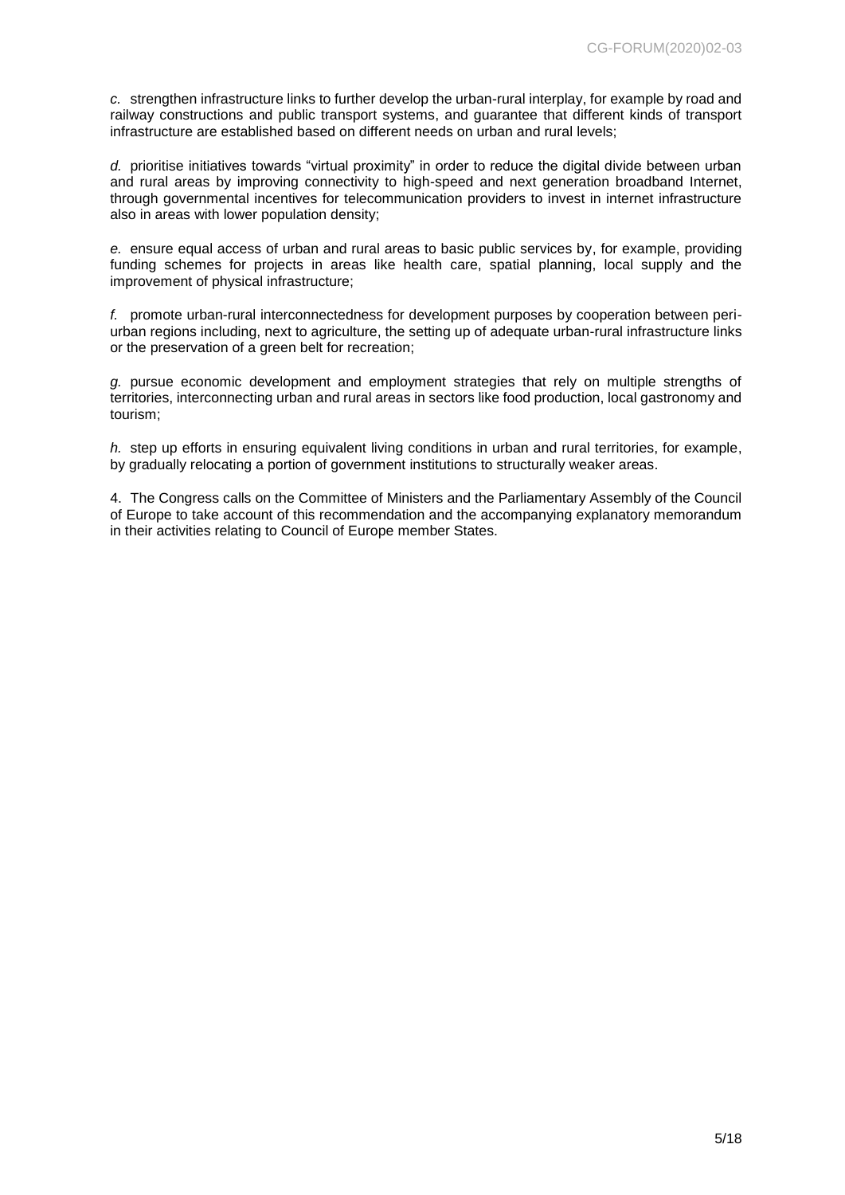*c.* strengthen infrastructure links to further develop the urban-rural interplay, for example by road and railway constructions and public transport systems, and guarantee that different kinds of transport infrastructure are established based on different needs on urban and rural levels;

*d.* prioritise initiatives towards "virtual proximity" in order to reduce the digital divide between urban and rural areas by improving connectivity to high-speed and next generation broadband Internet, through governmental incentives for telecommunication providers to invest in internet infrastructure also in areas with lower population density;

*e.* ensure equal access of urban and rural areas to basic public services by, for example, providing funding schemes for projects in areas like health care, spatial planning, local supply and the improvement of physical infrastructure;

*f.* promote urban-rural interconnectedness for development purposes by cooperation between peri-urban regions including, next to agriculture, the setting up of adequate urban-rural infrastructure links or the preservation of a green belt for recreation;

*g.* pursue economic development and employment strategies that rely on multiple strengths of territories, interconnecting urban and rural areas in sectors like food production, local gastronomy and tourism;

*h.* step up efforts in ensuring equivalent living conditions in urban and rural territories, for example, by gradually relocating a portion of government institutions to structurally weaker areas.

4. The Congress calls on the Committee of Ministers and the Parliamentary Assembly of the Council of Europe to take account of this recommendation and the accompanying explanatory memorandum in their activities relating to Council of Europe member States.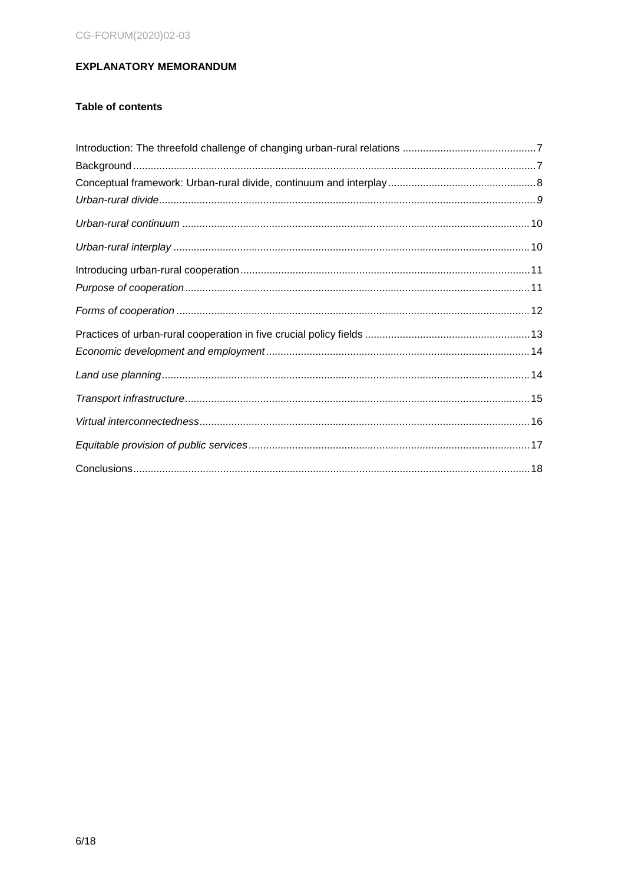## EXPLANATORY MEMORANDUM

### Table of contents

Introduction: The threefold challenge of changing urban-rural relations .......... 7
Background .......... 7
Conceptual framework: Urban-rural divide, continuum and interplay .......... 8
*Urban-rural divide* .......... *9*
*Urban-rural continuum* .......... 10
*Urban-rural interplay* .......... 10
Introducing urban-rural cooperation .......... 11
*Purpose of cooperation* .......... 11
*Forms of cooperation* .......... 12
Practices of urban-rural cooperation in five crucial policy fields .......... 13
*Economic development and employment* .......... 14
*Land use planning* .......... 14
*Transport infrastructure* .......... 15
*Virtual interconnectedness* .......... 16
*Equitable provision of public services* .......... 17
Conclusions .......... 18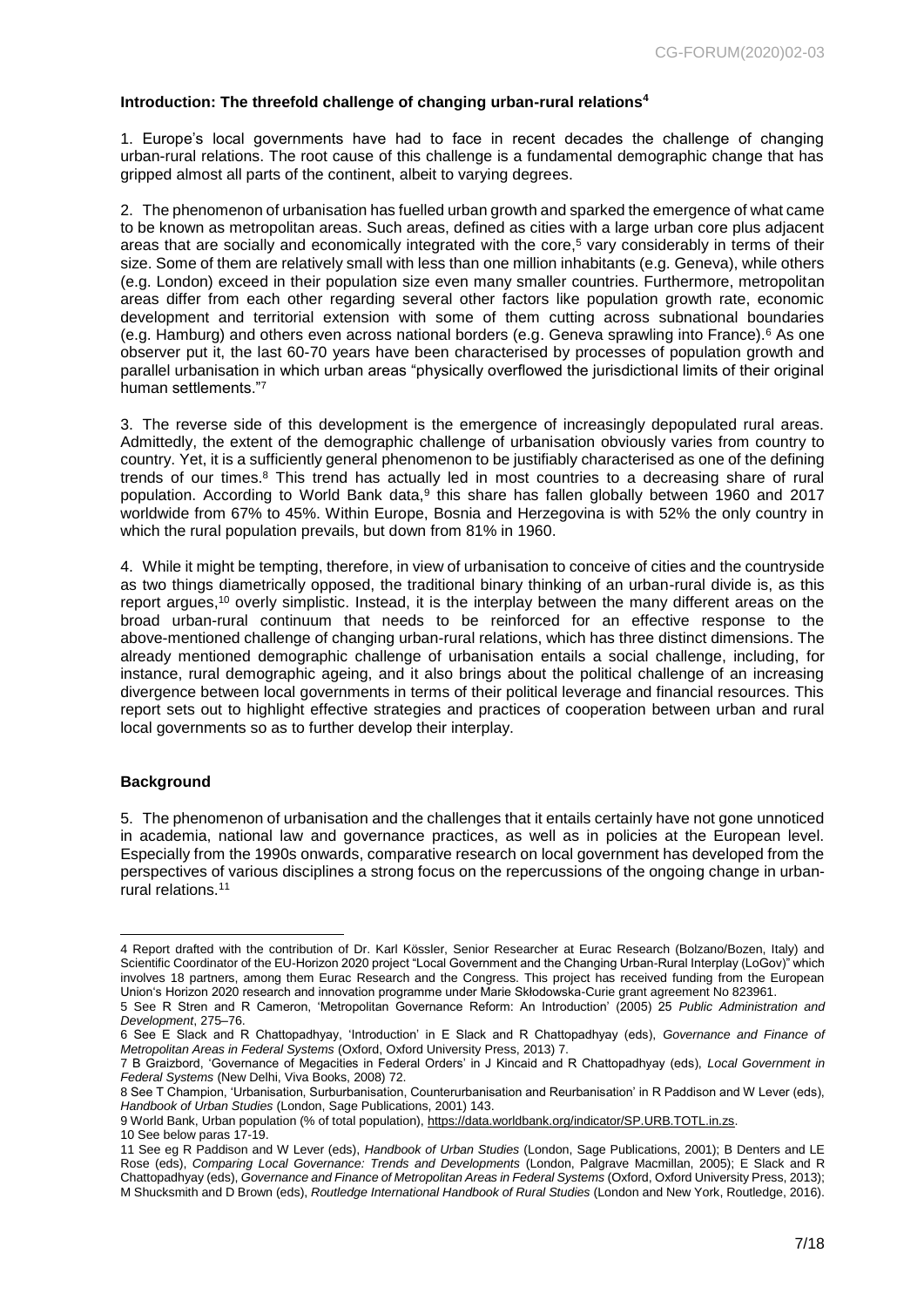**Introduction: The threefold challenge of changing urban-rural relations[4]**

1. Europe's local governments have had to face in recent decades the challenge of changing urban-rural relations. The root cause of this challenge is a fundamental demographic change that has gripped almost all parts of the continent, albeit to varying degrees.

2. The phenomenon of urbanisation has fuelled urban growth and sparked the emergence of what came to be known as metropolitan areas. Such areas, defined as cities with a large urban core plus adjacent areas that are socially and economically integrated with the core,[5] vary considerably in terms of their size. Some of them are relatively small with less than one million inhabitants (e.g. Geneva), while others (e.g. London) exceed in their population size even many smaller countries. Furthermore, metropolitan areas differ from each other regarding several other factors like population growth rate, economic development and territorial extension with some of them cutting across subnational boundaries (e.g. Hamburg) and others even across national borders (e.g. Geneva sprawling into France).[6] As one observer put it, the last 60-70 years have been characterised by processes of population growth and parallel urbanisation in which urban areas "physically overflowed the jurisdictional limits of their original human settlements."[7]

3. The reverse side of this development is the emergence of increasingly depopulated rural areas. Admittedly, the extent of the demographic challenge of urbanisation obviously varies from country to country. Yet, it is a sufficiently general phenomenon to be justifiably characterised as one of the defining trends of our times.[8] This trend has actually led in most countries to a decreasing share of rural population. According to World Bank data,[9] this share has fallen globally between 1960 and 2017 worldwide from 67% to 45%. Within Europe, Bosnia and Herzegovina is with 52% the only country in which the rural population prevails, but down from 81% in 1960.

4. While it might be tempting, therefore, in view of urbanisation to conceive of cities and the countryside as two things diametrically opposed, the traditional binary thinking of an urban-rural divide is, as this report argues,[10] overly simplistic. Instead, it is the interplay between the many different areas on the broad urban-rural continuum that needs to be reinforced for an effective response to the above-mentioned challenge of changing urban-rural relations, which has three distinct dimensions. The already mentioned demographic challenge of urbanisation entails a social challenge, including, for instance, rural demographic ageing, and it also brings about the political challenge of an increasing divergence between local governments in terms of their political leverage and financial resources. This report sets out to highlight effective strategies and practices of cooperation between urban and rural local governments so as to further develop their interplay.

**Background**

5. The phenomenon of urbanisation and the challenges that it entails certainly have not gone unnoticed in academia, national law and governance practices, as well as in policies at the European level. Especially from the 1990s onwards, comparative research on local government has developed from the perspectives of various disciplines a strong focus on the repercussions of the ongoing change in urban-rural relations.[11]

---

4 Report drafted with the contribution of Dr. Karl Kössler, Senior Researcher at Eurac Research (Bolzano/Bozen, Italy) and Scientific Coordinator of the EU-Horizon 2020 project "Local Government and the Changing Urban-Rural Interplay (LoGov)" which involves 18 partners, among them Eurac Research and the Congress. This project has received funding from the European Union's Horizon 2020 research and innovation programme under Marie Skłodowska-Curie grant agreement No 823961.

5 See R Stren and R Cameron, 'Metropolitan Governance Reform: An Introduction' (2005) 25 *Public Administration and Development*, 275–76.

6 See E Slack and R Chattopadhyay, 'Introduction' in E Slack and R Chattopadhyay (eds), *Governance and Finance of Metropolitan Areas in Federal Systems* (Oxford, Oxford University Press, 2013) 7.

7 B Graizbord, 'Governance of Megacities in Federal Orders' in J Kincaid and R Chattopadhyay (eds), *Local Government in Federal Systems* (New Delhi, Viva Books, 2008) 72.

8 See T Champion, 'Urbanisation, Surburbanisation, Counterurbanisation and Reurbanisation' in R Paddison and W Lever (eds), *Handbook of Urban Studies* (London, Sage Publications, 2001) 143.

9 World Bank, Urban population (% of total population), https://data.worldbank.org/indicator/SP.URB.TOTL.in.zs.

10 See below paras 17-19.

11 See eg R Paddison and W Lever (eds), *Handbook of Urban Studies* (London, Sage Publications, 2001); B Denters and LE Rose (eds), *Comparing Local Governance: Trends and Developments* (London, Palgrave Macmillan, 2005); E Slack and R Chattopadhyay (eds), *Governance and Finance of Metropolitan Areas in Federal Systems* (Oxford, Oxford University Press, 2013); M Shucksmith and D Brown (eds), *Routledge International Handbook of Rural Studies* (London and New York, Routledge, 2016).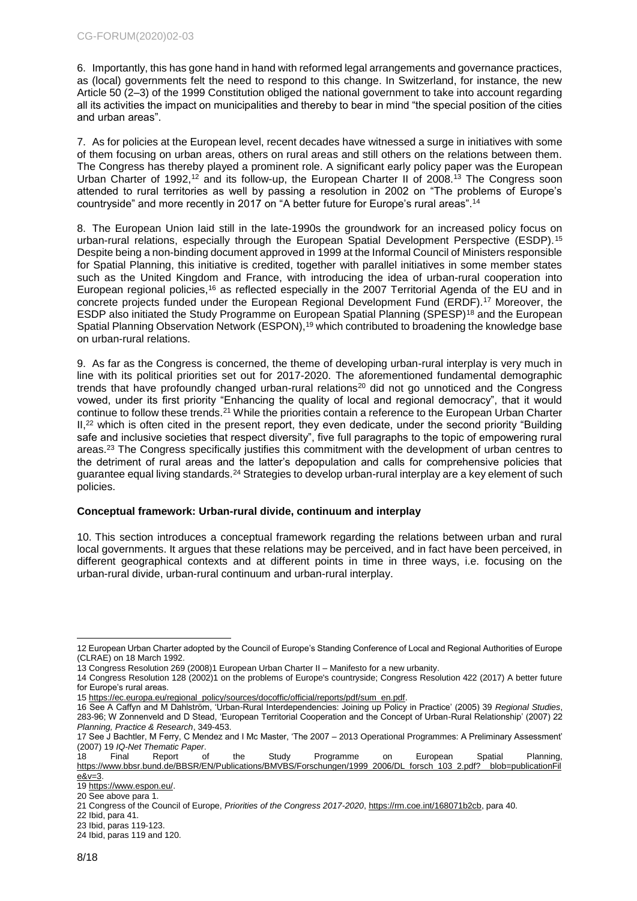6. Importantly, this has gone hand in hand with reformed legal arrangements and governance practices, as (local) governments felt the need to respond to this change. In Switzerland, for instance, the new Article 50 (2–3) of the 1999 Constitution obliged the national government to take into account regarding all its activities the impact on municipalities and thereby to bear in mind "the special position of the cities and urban areas".

7. As for policies at the European level, recent decades have witnessed a surge in initiatives with some of them focusing on urban areas, others on rural areas and still others on the relations between them. The Congress has thereby played a prominent role. A significant early policy paper was the European Urban Charter of 1992,[12] and its follow-up, the European Charter II of 2008.[13] The Congress soon attended to rural territories as well by passing a resolution in 2002 on "The problems of Europe's countryside" and more recently in 2017 on "A better future for Europe's rural areas".[14]

8. The European Union laid still in the late-1990s the groundwork for an increased policy focus on urban-rural relations, especially through the European Spatial Development Perspective (ESDP).[15] Despite being a non-binding document approved in 1999 at the Informal Council of Ministers responsible for Spatial Planning, this initiative is credited, together with parallel initiatives in some member states such as the United Kingdom and France, with introducing the idea of urban-rural cooperation into European regional policies,[16] as reflected especially in the 2007 Territorial Agenda of the EU and in concrete projects funded under the European Regional Development Fund (ERDF).[17] Moreover, the ESDP also initiated the Study Programme on European Spatial Planning (SPESP)[18] and the European Spatial Planning Observation Network (ESPON),[19] which contributed to broadening the knowledge base on urban-rural relations.

9. As far as the Congress is concerned, the theme of developing urban-rural interplay is very much in line with its political priorities set out for 2017-2020. The aforementioned fundamental demographic trends that have profoundly changed urban-rural relations[20] did not go unnoticed and the Congress vowed, under its first priority "Enhancing the quality of local and regional democracy", that it would continue to follow these trends.[21] While the priorities contain a reference to the European Urban Charter II,[22] which is often cited in the present report, they even dedicate, under the second priority "Building safe and inclusive societies that respect diversity", five full paragraphs to the topic of empowering rural areas.[23] The Congress specifically justifies this commitment with the development of urban centres to the detriment of rural areas and the latter's depopulation and calls for comprehensive policies that guarantee equal living standards.[24] Strategies to develop urban-rural interplay are a key element of such policies.

### Conceptual framework: Urban-rural divide, continuum and interplay

10. This section introduces a conceptual framework regarding the relations between urban and rural local governments. It argues that these relations may be perceived, and in fact have been perceived, in different geographical contexts and at different points in time in three ways, i.e. focusing on the urban-rural divide, urban-rural continuum and urban-rural interplay.

---

12 European Urban Charter adopted by the Council of Europe's Standing Conference of Local and Regional Authorities of Europe (CLRAE) on 18 March 1992.

13 Congress Resolution 269 (2008)1 European Urban Charter II – Manifesto for a new urbanity.

14 Congress Resolution 128 (2002)1 on the problems of Europe's countryside; Congress Resolution 422 (2017) A better future for Europe's rural areas.

15 https://ec.europa.eu/regional_policy/sources/docoffic/official/reports/pdf/sum_en.pdf.

16 See A Caffyn and M Dahlström, 'Urban-Rural Interdependencies: Joining up Policy in Practice' (2005) 39 *Regional Studies*, 283-96; W Zonnenveld and D Stead, 'European Territorial Cooperation and the Concept of Urban-Rural Relationship' (2007) 22 *Planning, Practice & Research*, 349-453.

17 See J Bachtler, M Ferry, C Mendez and I Mc Master, 'The 2007 – 2013 Operational Programmes: A Preliminary Assessment' (2007) 19 *IQ-Net Thematic Paper*.

18 Final Report of the Study Programme on European Spatial Planning, https://www.bbsr.bund.de/BBSR/EN/Publications/BMVBS/Forschungen/1999_2006/DL_forsch_103_2.pdf?__blob=publicationFile&v=3.

19 https://www.espon.eu/.

20 See above para 1.

21 Congress of the Council of Europe, *Priorities of the Congress 2017-2020*, https://rm.coe.int/168071b2cb, para 40.

22 Ibid, para 41.

23 Ibid, paras 119-123.

24 Ibid, paras 119 and 120.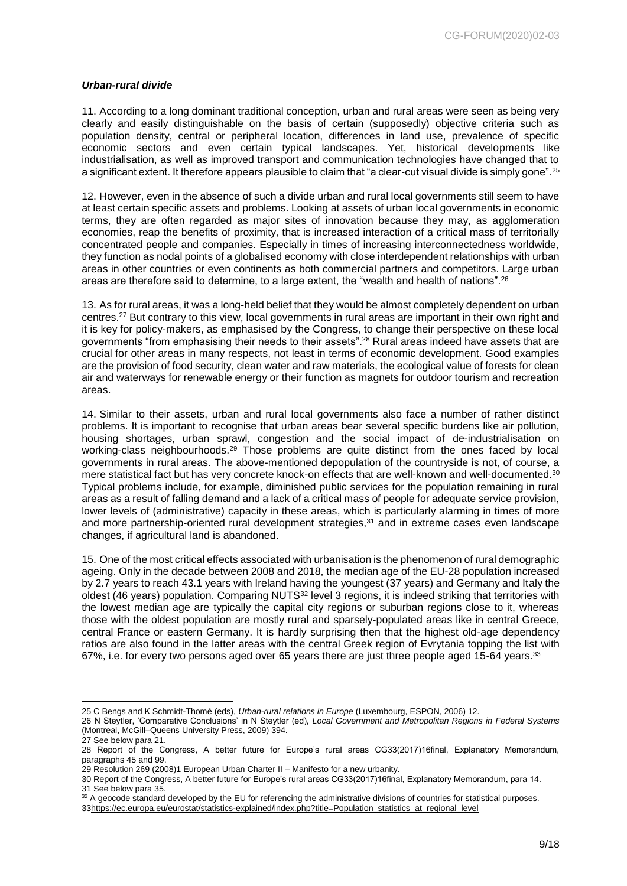### *Urban-rural divide*

11. According to a long dominant traditional conception, urban and rural areas were seen as being very clearly and easily distinguishable on the basis of certain (supposedly) objective criteria such as population density, central or peripheral location, differences in land use, prevalence of specific economic sectors and even certain typical landscapes. Yet, historical developments like industrialisation, as well as improved transport and communication technologies have changed that to a significant extent. It therefore appears plausible to claim that "a clear-cut visual divide is simply gone".[25]

12. However, even in the absence of such a divide urban and rural local governments still seem to have at least certain specific assets and problems. Looking at assets of urban local governments in economic terms, they are often regarded as major sites of innovation because they may, as agglomeration economies, reap the benefits of proximity, that is increased interaction of a critical mass of territorially concentrated people and companies. Especially in times of increasing interconnectedness worldwide, they function as nodal points of a globalised economy with close interdependent relationships with urban areas in other countries or even continents as both commercial partners and competitors. Large urban areas are therefore said to determine, to a large extent, the "wealth and health of nations".[26]

13. As for rural areas, it was a long-held belief that they would be almost completely dependent on urban centres.[27] But contrary to this view, local governments in rural areas are important in their own right and it is key for policy-makers, as emphasised by the Congress, to change their perspective on these local governments "from emphasising their needs to their assets".[28] Rural areas indeed have assets that are crucial for other areas in many respects, not least in terms of economic development. Good examples are the provision of food security, clean water and raw materials, the ecological value of forests for clean air and waterways for renewable energy or their function as magnets for outdoor tourism and recreation areas.

14. Similar to their assets, urban and rural local governments also face a number of rather distinct problems. It is important to recognise that urban areas bear several specific burdens like air pollution, housing shortages, urban sprawl, congestion and the social impact of de-industrialisation on working-class neighbourhoods.[29] Those problems are quite distinct from the ones faced by local governments in rural areas. The above-mentioned depopulation of the countryside is not, of course, a mere statistical fact but has very concrete knock-on effects that are well-known and well-documented.[30] Typical problems include, for example, diminished public services for the population remaining in rural areas as a result of falling demand and a lack of a critical mass of people for adequate service provision, lower levels of (administrative) capacity in these areas, which is particularly alarming in times of more and more partnership-oriented rural development strategies,[31] and in extreme cases even landscape changes, if agricultural land is abandoned.

15. One of the most critical effects associated with urbanisation is the phenomenon of rural demographic ageing. Only in the decade between 2008 and 2018, the median age of the EU-28 population increased by 2.7 years to reach 43.1 years with Ireland having the youngest (37 years) and Germany and Italy the oldest (46 years) population. Comparing NUTS[32] level 3 regions, it is indeed striking that territories with the lowest median age are typically the capital city regions or suburban regions close to it, whereas those with the oldest population are mostly rural and sparsely-populated areas like in central Greece, central France or eastern Germany. It is hardly surprising then that the highest old-age dependency ratios are also found in the latter areas with the central Greek region of Evrytania topping the list with 67%, i.e. for every two persons aged over 65 years there are just three people aged 15-64 years.[33]

---

25 C Bengs and K Schmidt-Thomé (eds), *Urban-rural relations in Europe* (Luxembourg, ESPON, 2006) 12.

26 N Steytler, 'Comparative Conclusions' in N Steytler (ed), *Local Government and Metropolitan Regions in Federal Systems* (Montreal, McGill–Queens University Press, 2009) 394.

27 See below para 21.

28 Report of the Congress, A better future for Europe's rural areas CG33(2017)16final, Explanatory Memorandum, paragraphs 45 and 99.

29 Resolution 269 (2008)1 European Urban Charter II – Manifesto for a new urbanity.

30 Report of the Congress, A better future for Europe's rural areas CG33(2017)16final, Explanatory Memorandum, para 14.

31 See below para 35.

32 A geocode standard developed by the EU for referencing the administrative divisions of countries for statistical purposes.

33https://ec.europa.eu/eurostat/statistics-explained/index.php?title=Population_statistics_at_regional_level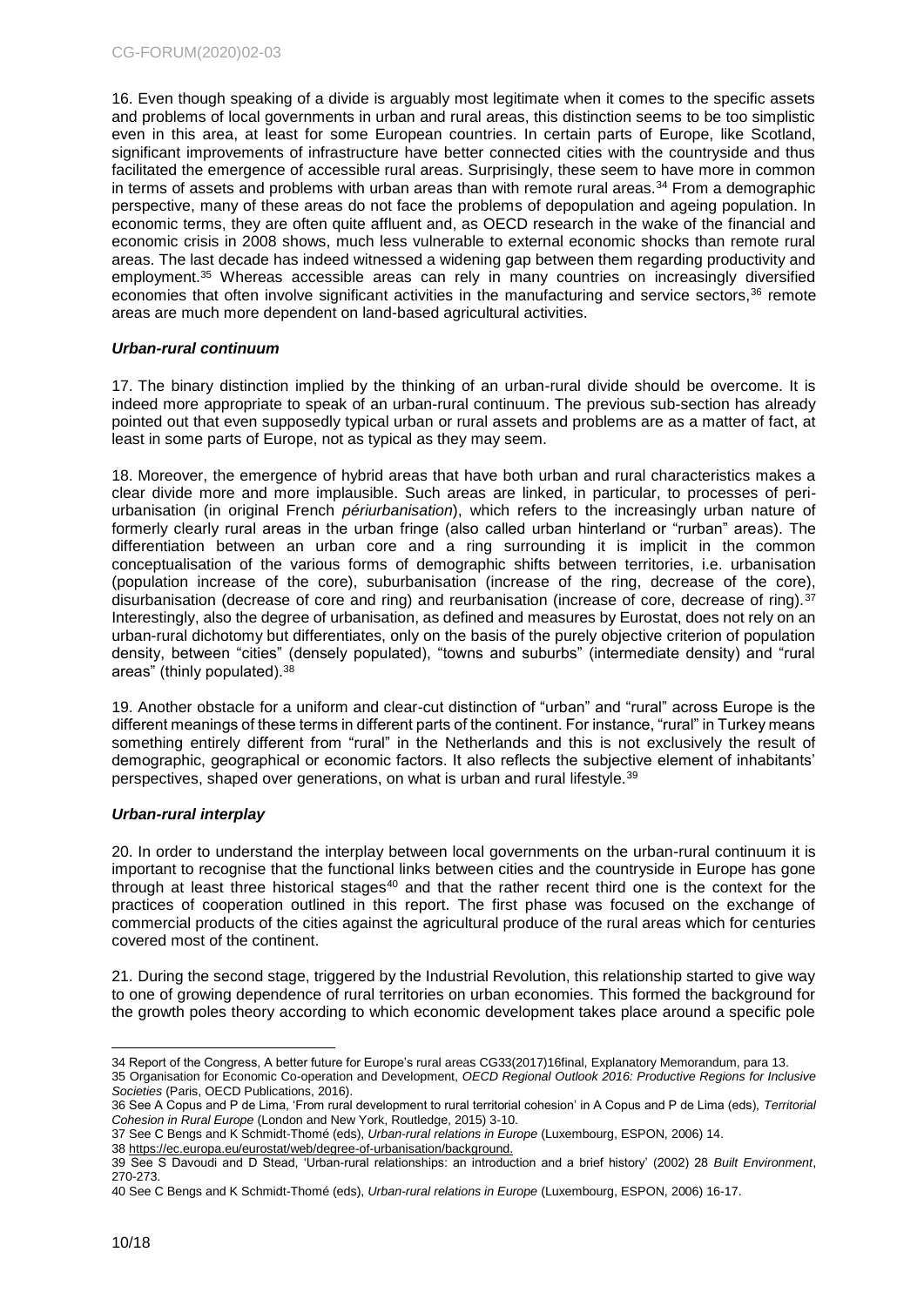16. Even though speaking of a divide is arguably most legitimate when it comes to the specific assets and problems of local governments in urban and rural areas, this distinction seems to be too simplistic even in this area, at least for some European countries. In certain parts of Europe, like Scotland, significant improvements of infrastructure have better connected cities with the countryside and thus facilitated the emergence of accessible rural areas. Surprisingly, these seem to have more in common in terms of assets and problems with urban areas than with remote rural areas.[34] From a demographic perspective, many of these areas do not face the problems of depopulation and ageing population. In economic terms, they are often quite affluent and, as OECD research in the wake of the financial and economic crisis in 2008 shows, much less vulnerable to external economic shocks than remote rural areas. The last decade has indeed witnessed a widening gap between them regarding productivity and employment.[35] Whereas accessible areas can rely in many countries on increasingly diversified economies that often involve significant activities in the manufacturing and service sectors,[36] remote areas are much more dependent on land-based agricultural activities.

### *Urban-rural continuum*

17. The binary distinction implied by the thinking of an urban-rural divide should be overcome. It is indeed more appropriate to speak of an urban-rural continuum. The previous sub-section has already pointed out that even supposedly typical urban or rural assets and problems are as a matter of fact, at least in some parts of Europe, not as typical as they may seem.

18. Moreover, the emergence of hybrid areas that have both urban and rural characteristics makes a clear divide more and more implausible. Such areas are linked, in particular, to processes of peri-urbanisation (in original French *périurbanisation*), which refers to the increasingly urban nature of formerly clearly rural areas in the urban fringe (also called urban hinterland or "rurban" areas). The differentiation between an urban core and a ring surrounding it is implicit in the common conceptualisation of the various forms of demographic shifts between territories, i.e. urbanisation (population increase of the core), suburbanisation (increase of the ring, decrease of the core), disurbanisation (decrease of core and ring) and reurbanisation (increase of core, decrease of ring).[37] Interestingly, also the degree of urbanisation, as defined and measures by Eurostat, does not rely on an urban-rural dichotomy but differentiates, only on the basis of the purely objective criterion of population density, between "cities" (densely populated), "towns and suburbs" (intermediate density) and "rural areas" (thinly populated).[38]

19. Another obstacle for a uniform and clear-cut distinction of "urban" and "rural" across Europe is the different meanings of these terms in different parts of the continent. For instance, "rural" in Turkey means something entirely different from "rural" in the Netherlands and this is not exclusively the result of demographic, geographical or economic factors. It also reflects the subjective element of inhabitants' perspectives, shaped over generations, on what is urban and rural lifestyle.[39]

### *Urban-rural interplay*

20. In order to understand the interplay between local governments on the urban-rural continuum it is important to recognise that the functional links between cities and the countryside in Europe has gone through at least three historical stages[40] and that the rather recent third one is the context for the practices of cooperation outlined in this report. The first phase was focused on the exchange of commercial products of the cities against the agricultural produce of the rural areas which for centuries covered most of the continent.

21. During the second stage, triggered by the Industrial Revolution, this relationship started to give way to one of growing dependence of rural territories on urban economies. This formed the background for the growth poles theory according to which economic development takes place around a specific pole

---

34 Report of the Congress, A better future for Europe's rural areas CG33(2017)16final, Explanatory Memorandum, para 13.

35 Organisation for Economic Co-operation and Development, *OECD Regional Outlook 2016: Productive Regions for Inclusive Societies* (Paris, OECD Publications, 2016).

36 See A Copus and P de Lima, 'From rural development to rural territorial cohesion' in A Copus and P de Lima (eds), *Territorial Cohesion in Rural Europe* (London and New York, Routledge, 2015) 3-10.

37 See C Bengs and K Schmidt-Thomé (eds), *Urban-rural relations in Europe* (Luxembourg, ESPON, 2006) 14.

38 https://ec.europa.eu/eurostat/web/degree-of-urbanisation/background.

39 See S Davoudi and D Stead, 'Urban-rural relationships: an introduction and a brief history' (2002) 28 *Built Environment*, 270-273.

40 See C Bengs and K Schmidt-Thomé (eds), *Urban-rural relations in Europe* (Luxembourg, ESPON, 2006) 16-17.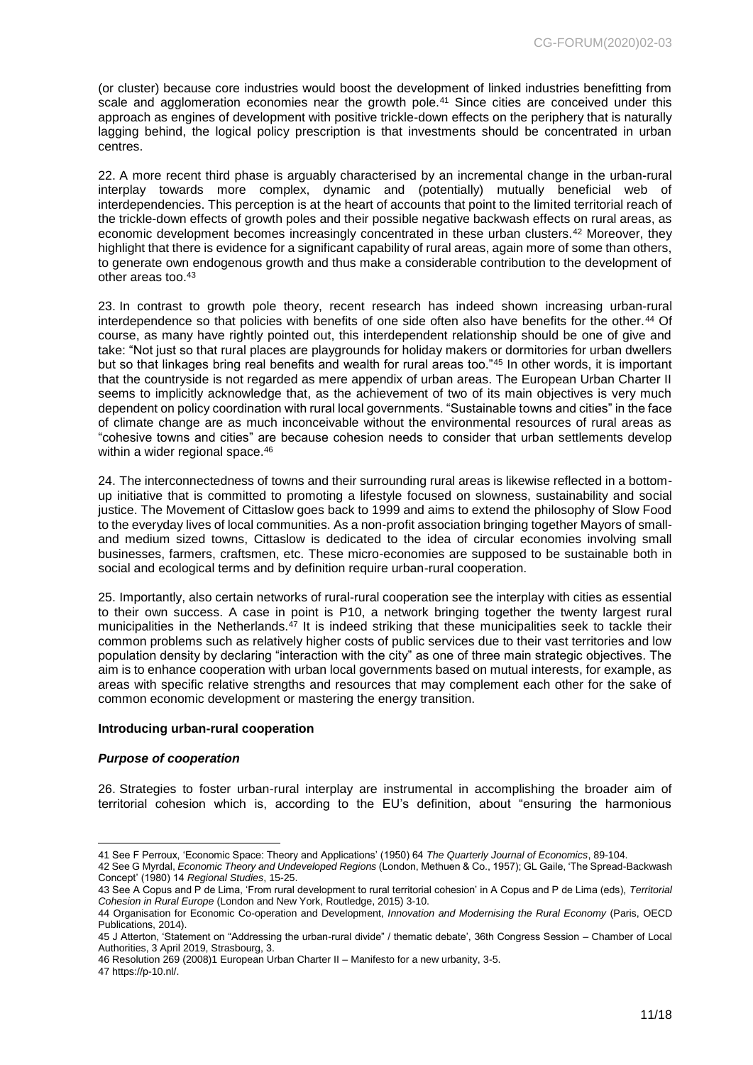(or cluster) because core industries would boost the development of linked industries benefitting from scale and agglomeration economies near the growth pole.[41] Since cities are conceived under this approach as engines of development with positive trickle-down effects on the periphery that is naturally lagging behind, the logical policy prescription is that investments should be concentrated in urban centres.

22. A more recent third phase is arguably characterised by an incremental change in the urban-rural interplay towards more complex, dynamic and (potentially) mutually beneficial web of interdependencies. This perception is at the heart of accounts that point to the limited territorial reach of the trickle-down effects of growth poles and their possible negative backwash effects on rural areas, as economic development becomes increasingly concentrated in these urban clusters.[42] Moreover, they highlight that there is evidence for a significant capability of rural areas, again more of some than others, to generate own endogenous growth and thus make a considerable contribution to the development of other areas too.[43]

23. In contrast to growth pole theory, recent research has indeed shown increasing urban-rural interdependence so that policies with benefits of one side often also have benefits for the other.[44] Of course, as many have rightly pointed out, this interdependent relationship should be one of give and take: "Not just so that rural places are playgrounds for holiday makers or dormitories for urban dwellers but so that linkages bring real benefits and wealth for rural areas too."[45] In other words, it is important that the countryside is not regarded as mere appendix of urban areas. The European Urban Charter II seems to implicitly acknowledge that, as the achievement of two of its main objectives is very much dependent on policy coordination with rural local governments. "Sustainable towns and cities" in the face of climate change are as much inconceivable without the environmental resources of rural areas as "cohesive towns and cities" are because cohesion needs to consider that urban settlements develop within a wider regional space.[46]

24. The interconnectedness of towns and their surrounding rural areas is likewise reflected in a bottom-up initiative that is committed to promoting a lifestyle focused on slowness, sustainability and social justice. The Movement of Cittaslow goes back to 1999 and aims to extend the philosophy of Slow Food to the everyday lives of local communities. As a non-profit association bringing together Mayors of small- and medium sized towns, Cittaslow is dedicated to the idea of circular economies involving small businesses, farmers, craftsmen, etc. These micro-economies are supposed to be sustainable both in social and ecological terms and by definition require urban-rural cooperation.

25. Importantly, also certain networks of rural-rural cooperation see the interplay with cities as essential to their own success. A case in point is P10, a network bringing together the twenty largest rural municipalities in the Netherlands.[47] It is indeed striking that these municipalities seek to tackle their common problems such as relatively higher costs of public services due to their vast territories and low population density by declaring "interaction with the city" as one of three main strategic objectives. The aim is to enhance cooperation with urban local governments based on mutual interests, for example, as areas with specific relative strengths and resources that may complement each other for the sake of common economic development or mastering the energy transition.

### Introducing urban-rural cooperation

#### *Purpose of cooperation*

26. Strategies to foster urban-rural interplay are instrumental in accomplishing the broader aim of territorial cohesion which is, according to the EU's definition, about "ensuring the harmonious

---

41 See F Perroux, 'Economic Space: Theory and Applications' (1950) 64 *The Quarterly Journal of Economics*, 89-104.

42 See G Myrdal, *Economic Theory and Undeveloped Regions* (London, Methuen & Co., 1957); GL Gaile, 'The Spread-Backwash Concept' (1980) 14 *Regional Studies*, 15-25.

43 See A Copus and P de Lima, 'From rural development to rural territorial cohesion' in A Copus and P de Lima (eds), *Territorial Cohesion in Rural Europe* (London and New York, Routledge, 2015) 3-10.

44 Organisation for Economic Co-operation and Development, *Innovation and Modernising the Rural Economy* (Paris, OECD Publications, 2014).

45 J Atterton, 'Statement on "Addressing the urban-rural divide" / thematic debate', 36th Congress Session – Chamber of Local Authorities, 3 April 2019, Strasbourg, 3.

46 Resolution 269 (2008)1 European Urban Charter II – Manifesto for a new urbanity, 3-5.

47 https://p-10.nl/.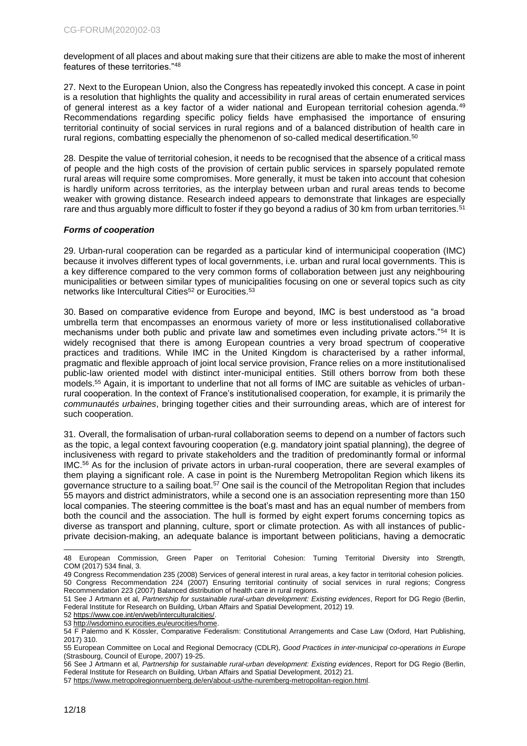development of all places and about making sure that their citizens are able to make the most of inherent features of these territories."[48]

27. Next to the European Union, also the Congress has repeatedly invoked this concept. A case in point is a resolution that highlights the quality and accessibility in rural areas of certain enumerated services of general interest as a key factor of a wider national and European territorial cohesion agenda.[49] Recommendations regarding specific policy fields have emphasised the importance of ensuring territorial continuity of social services in rural regions and of a balanced distribution of health care in rural regions, combatting especially the phenomenon of so-called medical desertification.[50]

28. Despite the value of territorial cohesion, it needs to be recognised that the absence of a critical mass of people and the high costs of the provision of certain public services in sparsely populated remote rural areas will require some compromises. More generally, it must be taken into account that cohesion is hardly uniform across territories, as the interplay between urban and rural areas tends to become weaker with growing distance. Research indeed appears to demonstrate that linkages are especially rare and thus arguably more difficult to foster if they go beyond a radius of 30 km from urban territories.[51]

### *Forms of cooperation*

29. Urban-rural cooperation can be regarded as a particular kind of intermunicipal cooperation (IMC) because it involves different types of local governments, i.e. urban and rural local governments. This is a key difference compared to the very common forms of collaboration between just any neighbouring municipalities or between similar types of municipalities focusing on one or several topics such as city networks like Intercultural Cities[52] or Eurocities.[53]

30. Based on comparative evidence from Europe and beyond, IMC is best understood as "a broad umbrella term that encompasses an enormous variety of more or less institutionalised collaborative mechanisms under both public and private law and sometimes even including private actors."[54] It is widely recognised that there is among European countries a very broad spectrum of cooperative practices and traditions. While IMC in the United Kingdom is characterised by a rather informal, pragmatic and flexible approach of joint local service provision, France relies on a more institutionalised public-law oriented model with distinct inter-municipal entities. Still others borrow from both these models.[55] Again, it is important to underline that not all forms of IMC are suitable as vehicles of urban-rural cooperation. In the context of France's institutionalised cooperation, for example, it is primarily the *communautés urbaines*, bringing together cities and their surrounding areas, which are of interest for such cooperation.

31. Overall, the formalisation of urban-rural collaboration seems to depend on a number of factors such as the topic, a legal context favouring cooperation (e.g. mandatory joint spatial planning), the degree of inclusiveness with regard to private stakeholders and the tradition of predominantly formal or informal IMC.[56] As for the inclusion of private actors in urban-rural cooperation, there are several examples of them playing a significant role. A case in point is the Nuremberg Metropolitan Region which likens its governance structure to a sailing boat.[57] One sail is the council of the Metropolitan Region that includes 55 mayors and district administrators, while a second one is an association representing more than 150 local companies. The steering committee is the boat's mast and has an equal number of members from both the council and the association. The hull is formed by eight expert forums concerning topics as diverse as transport and planning, culture, sport or climate protection. As with all instances of public-private decision-making, an adequate balance is important between politicians, having a democratic

---

48 European Commission, Green Paper on Territorial Cohesion: Turning Territorial Diversity into Strength, COM (2017) 534 final, 3.

49 Congress Recommendation 235 (2008) Services of general interest in rural areas, a key factor in territorial cohesion policies.

50 Congress Recommendation 224 (2007) Ensuring territorial continuity of social services in rural regions; Congress Recommendation 223 (2007) Balanced distribution of health care in rural regions.

51 See J Artmann et al, *Partnership for sustainable rural-urban development: Existing evidences*, Report for DG Regio (Berlin, Federal Institute for Research on Building, Urban Affairs and Spatial Development, 2012) 19.

52 https://www.coe.int/en/web/interculturalcities/.

53 http://wsdomino.eurocities.eu/eurocities/home.

54 F Palermo and K Kössler, Comparative Federalism: Constitutional Arrangements and Case Law (Oxford, Hart Publishing, 2017) 310.

55 European Committee on Local and Regional Democracy (CDLR), *Good Practices in inter-municipal co-operations in Europe* (Strasbourg, Council of Europe, 2007) 19-25.

56 See J Artmann et al, *Partnership for sustainable rural-urban development: Existing evidences*, Report for DG Regio (Berlin, Federal Institute for Research on Building, Urban Affairs and Spatial Development, 2012) 21.

57 https://www.metropolregionnuernberg.de/en/about-us/the-nuremberg-metropolitan-region.html.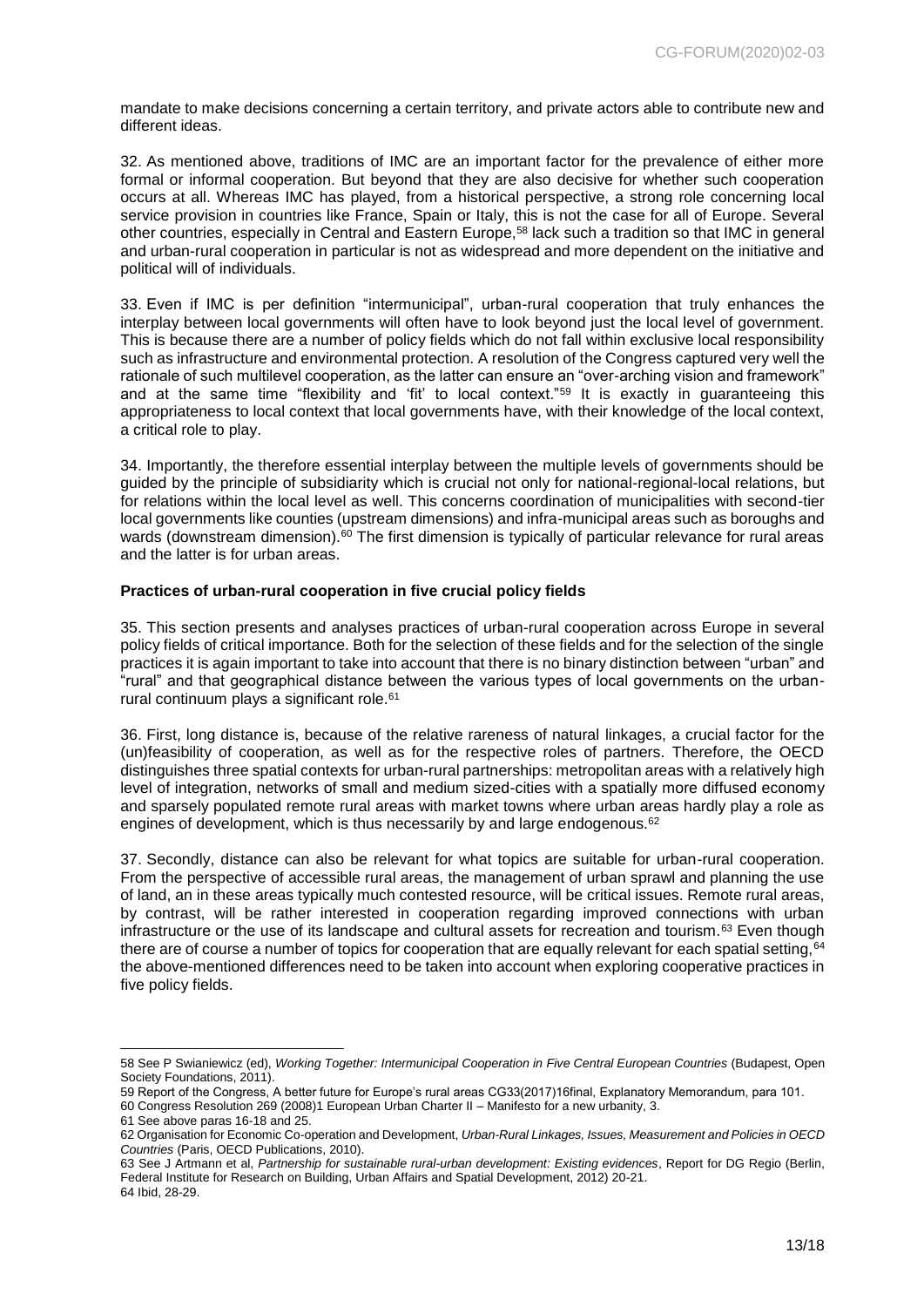mandate to make decisions concerning a certain territory, and private actors able to contribute new and different ideas.

32. As mentioned above, traditions of IMC are an important factor for the prevalence of either more formal or informal cooperation. But beyond that they are also decisive for whether such cooperation occurs at all. Whereas IMC has played, from a historical perspective, a strong role concerning local service provision in countries like France, Spain or Italy, this is not the case for all of Europe. Several other countries, especially in Central and Eastern Europe,[58] lack such a tradition so that IMC in general and urban-rural cooperation in particular is not as widespread and more dependent on the initiative and political will of individuals.

33. Even if IMC is per definition "intermunicipal", urban-rural cooperation that truly enhances the interplay between local governments will often have to look beyond just the local level of government. This is because there are a number of policy fields which do not fall within exclusive local responsibility such as infrastructure and environmental protection. A resolution of the Congress captured very well the rationale of such multilevel cooperation, as the latter can ensure an "over-arching vision and framework" and at the same time "flexibility and 'fit' to local context."[59] It is exactly in guaranteeing this appropriateness to local context that local governments have, with their knowledge of the local context, a critical role to play.

34. Importantly, the therefore essential interplay between the multiple levels of governments should be guided by the principle of subsidiarity which is crucial not only for national-regional-local relations, but for relations within the local level as well. This concerns coordination of municipalities with second-tier local governments like counties (upstream dimensions) and infra-municipal areas such as boroughs and wards (downstream dimension).[60] The first dimension is typically of particular relevance for rural areas and the latter is for urban areas.

**Practices of urban-rural cooperation in five crucial policy fields**

35. This section presents and analyses practices of urban-rural cooperation across Europe in several policy fields of critical importance. Both for the selection of these fields and for the selection of the single practices it is again important to take into account that there is no binary distinction between "urban" and "rural" and that geographical distance between the various types of local governments on the urban-rural continuum plays a significant role.[61]

36. First, long distance is, because of the relative rareness of natural linkages, a crucial factor for the (un)feasibility of cooperation, as well as for the respective roles of partners. Therefore, the OECD distinguishes three spatial contexts for urban-rural partnerships: metropolitan areas with a relatively high level of integration, networks of small and medium sized-cities with a spatially more diffused economy and sparsely populated remote rural areas with market towns where urban areas hardly play a role as engines of development, which is thus necessarily by and large endogenous.[62]

37. Secondly, distance can also be relevant for what topics are suitable for urban-rural cooperation. From the perspective of accessible rural areas, the management of urban sprawl and planning the use of land, an in these areas typically much contested resource, will be critical issues. Remote rural areas, by contrast, will be rather interested in cooperation regarding improved connections with urban infrastructure or the use of its landscape and cultural assets for recreation and tourism.[63] Even though there are of course a number of topics for cooperation that are equally relevant for each spatial setting,[64] the above-mentioned differences need to be taken into account when exploring cooperative practices in five policy fields.

---

58 See P Swianiewicz (ed), *Working Together: Intermunicipal Cooperation in Five Central European Countries* (Budapest, Open Society Foundations, 2011).

59 Report of the Congress, A better future for Europe's rural areas CG33(2017)16final, Explanatory Memorandum, para 101.

60 Congress Resolution 269 (2008)1 European Urban Charter II – Manifesto for a new urbanity, 3.

61 See above paras 16-18 and 25.

62 Organisation for Economic Co-operation and Development, *Urban-Rural Linkages, Issues, Measurement and Policies in OECD Countries* (Paris, OECD Publications, 2010).

63 See J Artmann et al, *Partnership for sustainable rural-urban development: Existing evidences*, Report for DG Regio (Berlin, Federal Institute for Research on Building, Urban Affairs and Spatial Development, 2012) 20-21.

64 Ibid, 28-29.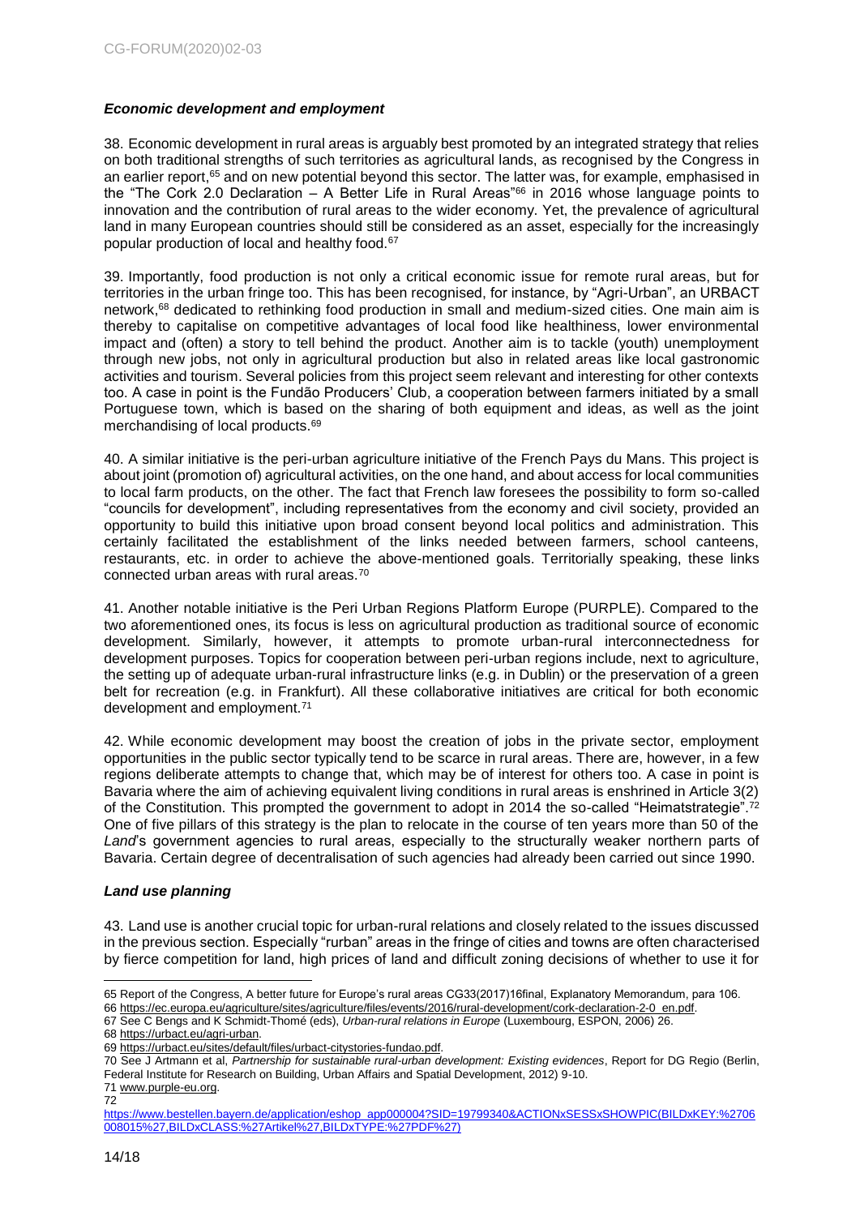### *Economic development and employment*

38. Economic development in rural areas is arguably best promoted by an integrated strategy that relies on both traditional strengths of such territories as agricultural lands, as recognised by the Congress in an earlier report,[65] and on new potential beyond this sector. The latter was, for example, emphasised in the "The Cork 2.0 Declaration – A Better Life in Rural Areas"[66] in 2016 whose language points to innovation and the contribution of rural areas to the wider economy. Yet, the prevalence of agricultural land in many European countries should still be considered as an asset, especially for the increasingly popular production of local and healthy food.[67]

39. Importantly, food production is not only a critical economic issue for remote rural areas, but for territories in the urban fringe too. This has been recognised, for instance, by "Agri-Urban", an URBACT network,[68] dedicated to rethinking food production in small and medium-sized cities. One main aim is thereby to capitalise on competitive advantages of local food like healthiness, lower environmental impact and (often) a story to tell behind the product. Another aim is to tackle (youth) unemployment through new jobs, not only in agricultural production but also in related areas like local gastronomic activities and tourism. Several policies from this project seem relevant and interesting for other contexts too. A case in point is the Fundão Producers' Club, a cooperation between farmers initiated by a small Portuguese town, which is based on the sharing of both equipment and ideas, as well as the joint merchandising of local products.[69]

40. A similar initiative is the peri-urban agriculture initiative of the French Pays du Mans. This project is about joint (promotion of) agricultural activities, on the one hand, and about access for local communities to local farm products, on the other. The fact that French law foresees the possibility to form so-called "councils for development", including representatives from the economy and civil society, provided an opportunity to build this initiative upon broad consent beyond local politics and administration. This certainly facilitated the establishment of the links needed between farmers, school canteens, restaurants, etc. in order to achieve the above-mentioned goals. Territorially speaking, these links connected urban areas with rural areas.[70]

41. Another notable initiative is the Peri Urban Regions Platform Europe (PURPLE). Compared to the two aforementioned ones, its focus is less on agricultural production as traditional source of economic development. Similarly, however, it attempts to promote urban-rural interconnectedness for development purposes. Topics for cooperation between peri-urban regions include, next to agriculture, the setting up of adequate urban-rural infrastructure links (e.g. in Dublin) or the preservation of a green belt for recreation (e.g. in Frankfurt). All these collaborative initiatives are critical for both economic development and employment.[71]

42. While economic development may boost the creation of jobs in the private sector, employment opportunities in the public sector typically tend to be scarce in rural areas. There are, however, in a few regions deliberate attempts to change that, which may be of interest for others too. A case in point is Bavaria where the aim of achieving equivalent living conditions in rural areas is enshrined in Article 3(2) of the Constitution. This prompted the government to adopt in 2014 the so-called "Heimatstrategie".[72] One of five pillars of this strategy is the plan to relocate in the course of ten years more than 50 of the *Land*'s government agencies to rural areas, especially to the structurally weaker northern parts of Bavaria. Certain degree of decentralisation of such agencies had already been carried out since 1990.

### *Land use planning*

43. Land use is another crucial topic for urban-rural relations and closely related to the issues discussed in the previous section. Especially "rurban" areas in the fringe of cities and towns are often characterised by fierce competition for land, high prices of land and difficult zoning decisions of whether to use it for

---

65 Report of the Congress, A better future for Europe's rural areas CG33(2017)16final, Explanatory Memorandum, para 106.
66 https://ec.europa.eu/agriculture/sites/agriculture/files/events/2016/rural-development/cork-declaration-2-0_en.pdf.
67 See C Bengs and K Schmidt-Thomé (eds), *Urban-rural relations in Europe* (Luxembourg, ESPON, 2006) 26.
68 https://urbact.eu/agri-urban.
69 https://urbact.eu/sites/default/files/urbact-citystories-fundao.pdf.
70 See J Artmann et al, *Partnership for sustainable rural-urban development: Existing evidences*, Report for DG Regio (Berlin, Federal Institute for Research on Building, Urban Affairs and Spatial Development, 2012) 9-10.
71 www.purple-eu.org.
72 https://www.bestellen.bayern.de/application/eshop_app000004?SID=19799340&ACTIONxSESSxSHOWPIC(BILDxKEY:%2706008015%27,BILDxCLASS:%27Artikel%27,BILDxTYPE:%27PDF%27)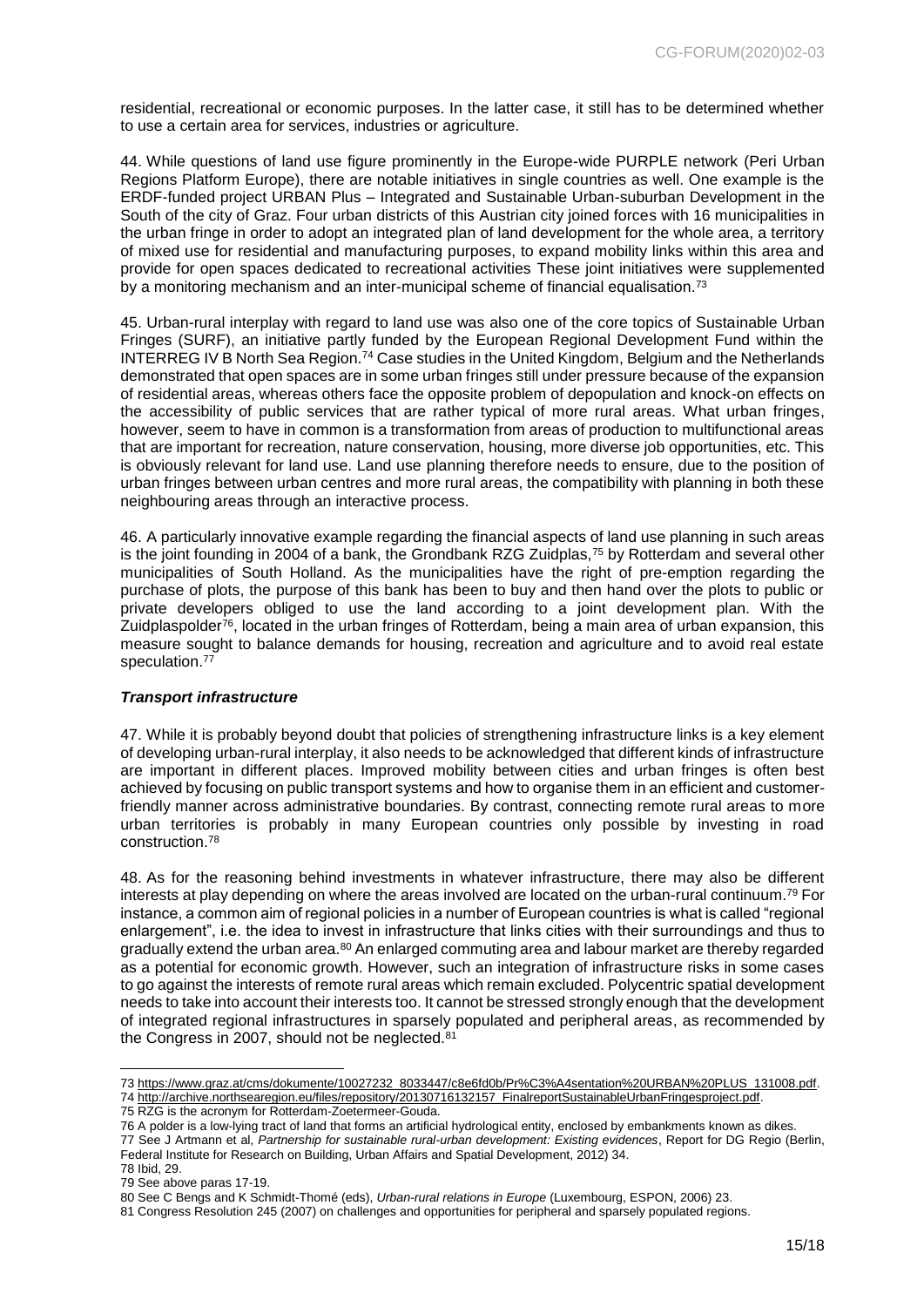residential, recreational or economic purposes. In the latter case, it still has to be determined whether to use a certain area for services, industries or agriculture.

44. While questions of land use figure prominently in the Europe-wide PURPLE network (Peri Urban Regions Platform Europe), there are notable initiatives in single countries as well. One example is the ERDF-funded project URBAN Plus – Integrated and Sustainable Urban-suburban Development in the South of the city of Graz. Four urban districts of this Austrian city joined forces with 16 municipalities in the urban fringe in order to adopt an integrated plan of land development for the whole area, a territory of mixed use for residential and manufacturing purposes, to expand mobility links within this area and provide for open spaces dedicated to recreational activities These joint initiatives were supplemented by a monitoring mechanism and an inter-municipal scheme of financial equalisation.[73]

45. Urban-rural interplay with regard to land use was also one of the core topics of Sustainable Urban Fringes (SURF), an initiative partly funded by the European Regional Development Fund within the INTERREG IV B North Sea Region.[74] Case studies in the United Kingdom, Belgium and the Netherlands demonstrated that open spaces are in some urban fringes still under pressure because of the expansion of residential areas, whereas others face the opposite problem of depopulation and knock-on effects on the accessibility of public services that are rather typical of more rural areas. What urban fringes, however, seem to have in common is a transformation from areas of production to multifunctional areas that are important for recreation, nature conservation, housing, more diverse job opportunities, etc. This is obviously relevant for land use. Land use planning therefore needs to ensure, due to the position of urban fringes between urban centres and more rural areas, the compatibility with planning in both these neighbouring areas through an interactive process.

46. A particularly innovative example regarding the financial aspects of land use planning in such areas is the joint founding in 2004 of a bank, the Grondbank RZG Zuidplas,[75] by Rotterdam and several other municipalities of South Holland. As the municipalities have the right of pre-emption regarding the purchase of plots, the purpose of this bank has been to buy and then hand over the plots to public or private developers obliged to use the land according to a joint development plan. With the Zuidplaspolder[76], located in the urban fringes of Rotterdam, being a main area of urban expansion, this measure sought to balance demands for housing, recreation and agriculture and to avoid real estate speculation.[77]

### *Transport infrastructure*

47. While it is probably beyond doubt that policies of strengthening infrastructure links is a key element of developing urban-rural interplay, it also needs to be acknowledged that different kinds of infrastructure are important in different places. Improved mobility between cities and urban fringes is often best achieved by focusing on public transport systems and how to organise them in an efficient and customer-friendly manner across administrative boundaries. By contrast, connecting remote rural areas to more urban territories is probably in many European countries only possible by investing in road construction.[78]

48. As for the reasoning behind investments in whatever infrastructure, there may also be different interests at play depending on where the areas involved are located on the urban-rural continuum.[79] For instance, a common aim of regional policies in a number of European countries is what is called "regional enlargement", i.e. the idea to invest in infrastructure that links cities with their surroundings and thus to gradually extend the urban area.[80] An enlarged commuting area and labour market are thereby regarded as a potential for economic growth. However, such an integration of infrastructure risks in some cases to go against the interests of remote rural areas which remain excluded. Polycentric spatial development needs to take into account their interests too. It cannot be stressed strongly enough that the development of integrated regional infrastructures in sparsely populated and peripheral areas, as recommended by the Congress in 2007, should not be neglected.[81]

---

73 https://www.graz.at/cms/dokumente/10027232_8033447/c8e6fd0b/Pr%C3%A4sentation%20URBAN%20PLUS_131008.pdf.
74 http://archive.northsearegion.eu/files/repository/20130716132157_FinalreportSustainableUrbanFringesproject.pdf.
75 RZG is the acronym for Rotterdam-Zoetermeer-Gouda.
76 A polder is a low-lying tract of land that forms an artificial hydrological entity, enclosed by embankments known as dikes.
77 See J Artmann et al, *Partnership for sustainable rural-urban development: Existing evidences*, Report for DG Regio (Berlin, Federal Institute for Research on Building, Urban Affairs and Spatial Development, 2012) 34.
78 Ibid, 29.
79 See above paras 17-19.
80 See C Bengs and K Schmidt-Thomé (eds), *Urban-rural relations in Europe* (Luxembourg, ESPON, 2006) 23.
81 Congress Resolution 245 (2007) on challenges and opportunities for peripheral and sparsely populated regions.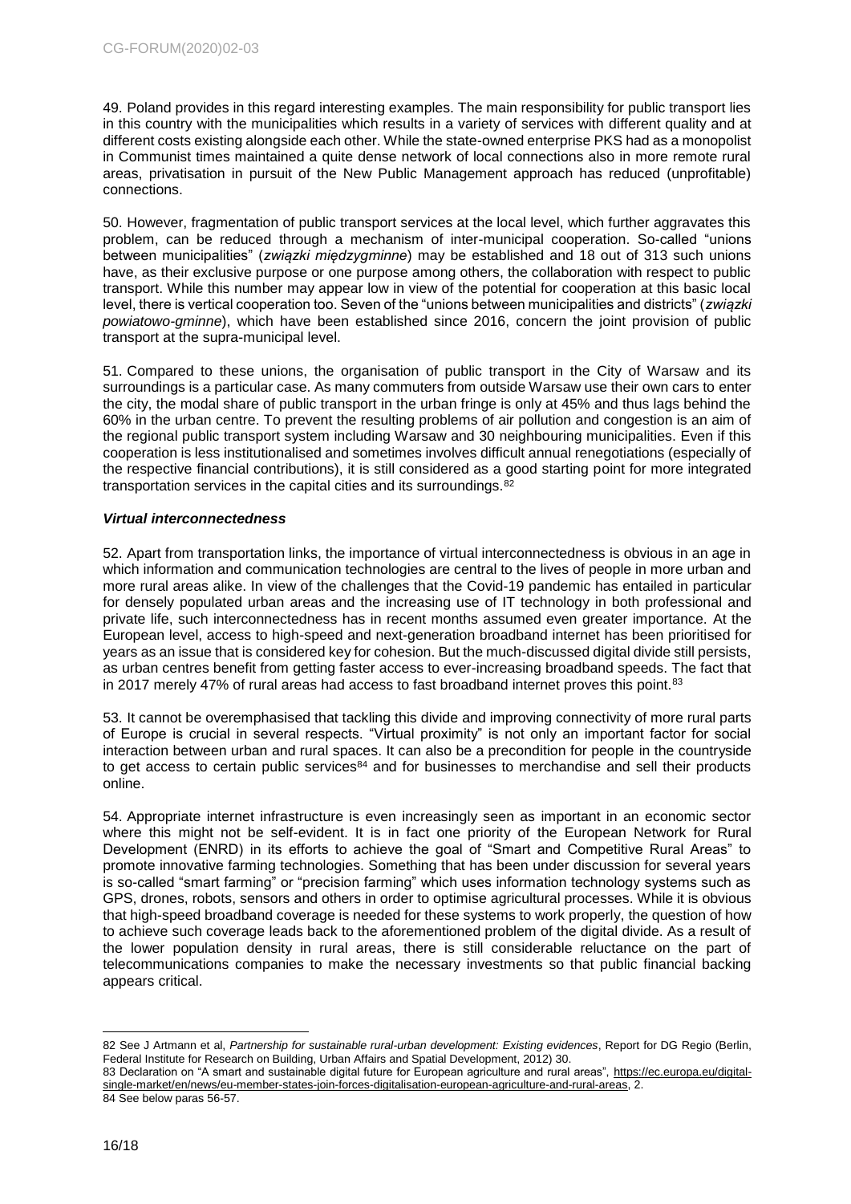49. Poland provides in this regard interesting examples. The main responsibility for public transport lies in this country with the municipalities which results in a variety of services with different quality and at different costs existing alongside each other. While the state-owned enterprise PKS had as a monopolist in Communist times maintained a quite dense network of local connections also in more remote rural areas, privatisation in pursuit of the New Public Management approach has reduced (unprofitable) connections.

50. However, fragmentation of public transport services at the local level, which further aggravates this problem, can be reduced through a mechanism of inter-municipal cooperation. So-called "unions between municipalities" (*związki międzygminne*) may be established and 18 out of 313 such unions have, as their exclusive purpose or one purpose among others, the collaboration with respect to public transport. While this number may appear low in view of the potential for cooperation at this basic local level, there is vertical cooperation too. Seven of the "unions between municipalities and districts" (*związki powiatowo-gminne*), which have been established since 2016, concern the joint provision of public transport at the supra-municipal level.

51. Compared to these unions, the organisation of public transport in the City of Warsaw and its surroundings is a particular case. As many commuters from outside Warsaw use their own cars to enter the city, the modal share of public transport in the urban fringe is only at 45% and thus lags behind the 60% in the urban centre. To prevent the resulting problems of air pollution and congestion is an aim of the regional public transport system including Warsaw and 30 neighbouring municipalities. Even if this cooperation is less institutionalised and sometimes involves difficult annual renegotiations (especially of the respective financial contributions), it is still considered as a good starting point for more integrated transportation services in the capital cities and its surroundings.[82]

### *Virtual interconnectedness*

52. Apart from transportation links, the importance of virtual interconnectedness is obvious in an age in which information and communication technologies are central to the lives of people in more urban and more rural areas alike. In view of the challenges that the Covid-19 pandemic has entailed in particular for densely populated urban areas and the increasing use of IT technology in both professional and private life, such interconnectedness has in recent months assumed even greater importance. At the European level, access to high-speed and next-generation broadband internet has been prioritised for years as an issue that is considered key for cohesion. But the much-discussed digital divide still persists, as urban centres benefit from getting faster access to ever-increasing broadband speeds. The fact that in 2017 merely 47% of rural areas had access to fast broadband internet proves this point.[83]

53. It cannot be overemphasised that tackling this divide and improving connectivity of more rural parts of Europe is crucial in several respects. "Virtual proximity" is not only an important factor for social interaction between urban and rural spaces. It can also be a precondition for people in the countryside to get access to certain public services[84] and for businesses to merchandise and sell their products online.

54. Appropriate internet infrastructure is even increasingly seen as important in an economic sector where this might not be self-evident. It is in fact one priority of the European Network for Rural Development (ENRD) in its efforts to achieve the goal of "Smart and Competitive Rural Areas" to promote innovative farming technologies. Something that has been under discussion for several years is so-called "smart farming" or "precision farming" which uses information technology systems such as GPS, drones, robots, sensors and others in order to optimise agricultural processes. While it is obvious that high-speed broadband coverage is needed for these systems to work properly, the question of how to achieve such coverage leads back to the aforementioned problem of the digital divide. As a result of the lower population density in rural areas, there is still considerable reluctance on the part of telecommunications companies to make the necessary investments so that public financial backing appears critical.

---

82 See J Artmann et al, *Partnership for sustainable rural-urban development: Existing evidences*, Report for DG Regio (Berlin, Federal Institute for Research on Building, Urban Affairs and Spatial Development, 2012) 30.

83 Declaration on "A smart and sustainable digital future for European agriculture and rural areas", https://ec.europa.eu/digital-single-market/en/news/eu-member-states-join-forces-digitalisation-european-agriculture-and-rural-areas, 2.

84 See below paras 56-57.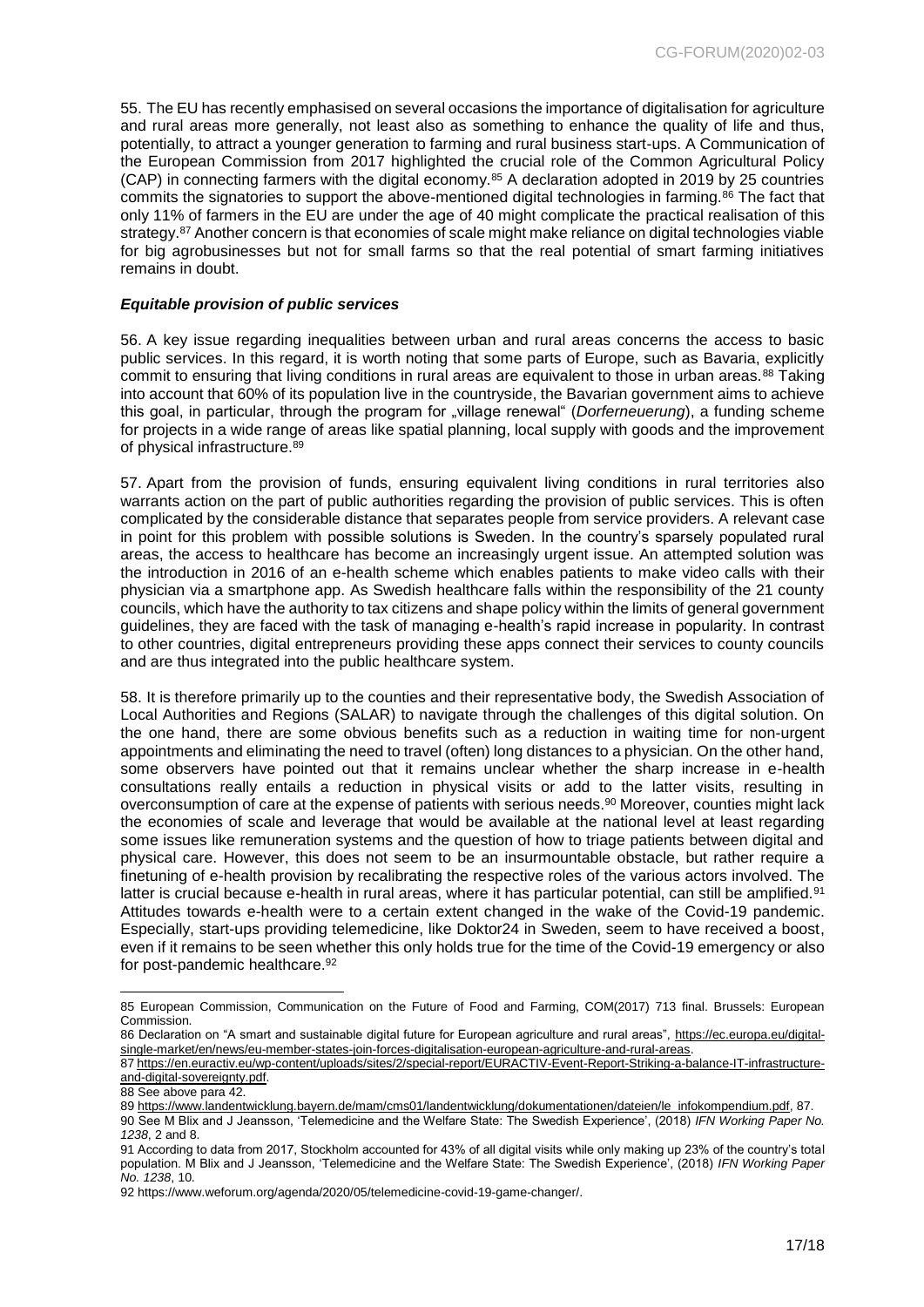55. The EU has recently emphasised on several occasions the importance of digitalisation for agriculture and rural areas more generally, not least also as something to enhance the quality of life and thus, potentially, to attract a younger generation to farming and rural business start-ups. A Communication of the European Commission from 2017 highlighted the crucial role of the Common Agricultural Policy (CAP) in connecting farmers with the digital economy.[85] A declaration adopted in 2019 by 25 countries commits the signatories to support the above-mentioned digital technologies in farming.[86] The fact that only 11% of farmers in the EU are under the age of 40 might complicate the practical realisation of this strategy.[87] Another concern is that economies of scale might make reliance on digital technologies viable for big agrobusinesses but not for small farms so that the real potential of smart farming initiatives remains in doubt.

### *Equitable provision of public services*

56. A key issue regarding inequalities between urban and rural areas concerns the access to basic public services. In this regard, it is worth noting that some parts of Europe, such as Bavaria, explicitly commit to ensuring that living conditions in rural areas are equivalent to those in urban areas.[88] Taking into account that 60% of its population live in the countryside, the Bavarian government aims to achieve this goal, in particular, through the program for „village renewal“ (*Dorferneuerung*), a funding scheme for projects in a wide range of areas like spatial planning, local supply with goods and the improvement of physical infrastructure.[89]

57. Apart from the provision of funds, ensuring equivalent living conditions in rural territories also warrants action on the part of public authorities regarding the provision of public services. This is often complicated by the considerable distance that separates people from service providers. A relevant case in point for this problem with possible solutions is Sweden. In the country's sparsely populated rural areas, the access to healthcare has become an increasingly urgent issue. An attempted solution was the introduction in 2016 of an e-health scheme which enables patients to make video calls with their physician via a smartphone app. As Swedish healthcare falls within the responsibility of the 21 county councils, which have the authority to tax citizens and shape policy within the limits of general government guidelines, they are faced with the task of managing e-health's rapid increase in popularity. In contrast to other countries, digital entrepreneurs providing these apps connect their services to county councils and are thus integrated into the public healthcare system.

58. It is therefore primarily up to the counties and their representative body, the Swedish Association of Local Authorities and Regions (SALAR) to navigate through the challenges of this digital solution. On the one hand, there are some obvious benefits such as a reduction in waiting time for non-urgent appointments and eliminating the need to travel (often) long distances to a physician. On the other hand, some observers have pointed out that it remains unclear whether the sharp increase in e-health consultations really entails a reduction in physical visits or add to the latter visits, resulting in overconsumption of care at the expense of patients with serious needs.[90] Moreover, counties might lack the economies of scale and leverage that would be available at the national level at least regarding some issues like remuneration systems and the question of how to triage patients between digital and physical care. However, this does not seem to be an insurmountable obstacle, but rather require a finetuning of e-health provision by recalibrating the respective roles of the various actors involved. The latter is crucial because e-health in rural areas, where it has particular potential, can still be amplified.[91] Attitudes towards e-health were to a certain extent changed in the wake of the Covid-19 pandemic. Especially, start-ups providing telemedicine, like Doktor24 in Sweden, seem to have received a boost, even if it remains to be seen whether this only holds true for the time of the Covid-19 emergency or also for post-pandemic healthcare.[92]

---

85 European Commission, Communication on the Future of Food and Farming, COM(2017) 713 final. Brussels: European Commission.

86 Declaration on "A smart and sustainable digital future for European agriculture and rural areas", https://ec.europa.eu/digital-single-market/en/news/eu-member-states-join-forces-digitalisation-european-agriculture-and-rural-areas.

87 https://en.euractiv.eu/wp-content/uploads/sites/2/special-report/EURACTIV-Event-Report-Striking-a-balance-IT-infrastructure-and-digital-sovereignty.pdf.

88 See above para 42.

89 https://www.landentwicklung.bayern.de/mam/cms01/landentwicklung/dokumentationen/dateien/le_infokompendium.pdf, 87.

90 See M Blix and J Jeansson, 'Telemedicine and the Welfare State: The Swedish Experience', (2018) *IFN Working Paper No. 1238*, 2 and 8.

91 According to data from 2017, Stockholm accounted for 43% of all digital visits while only making up 23% of the country's total population. M Blix and J Jeansson, 'Telemedicine and the Welfare State: The Swedish Experience', (2018) *IFN Working Paper No. 1238*, 10.

92 https://www.weforum.org/agenda/2020/05/telemedicine-covid-19-game-changer/.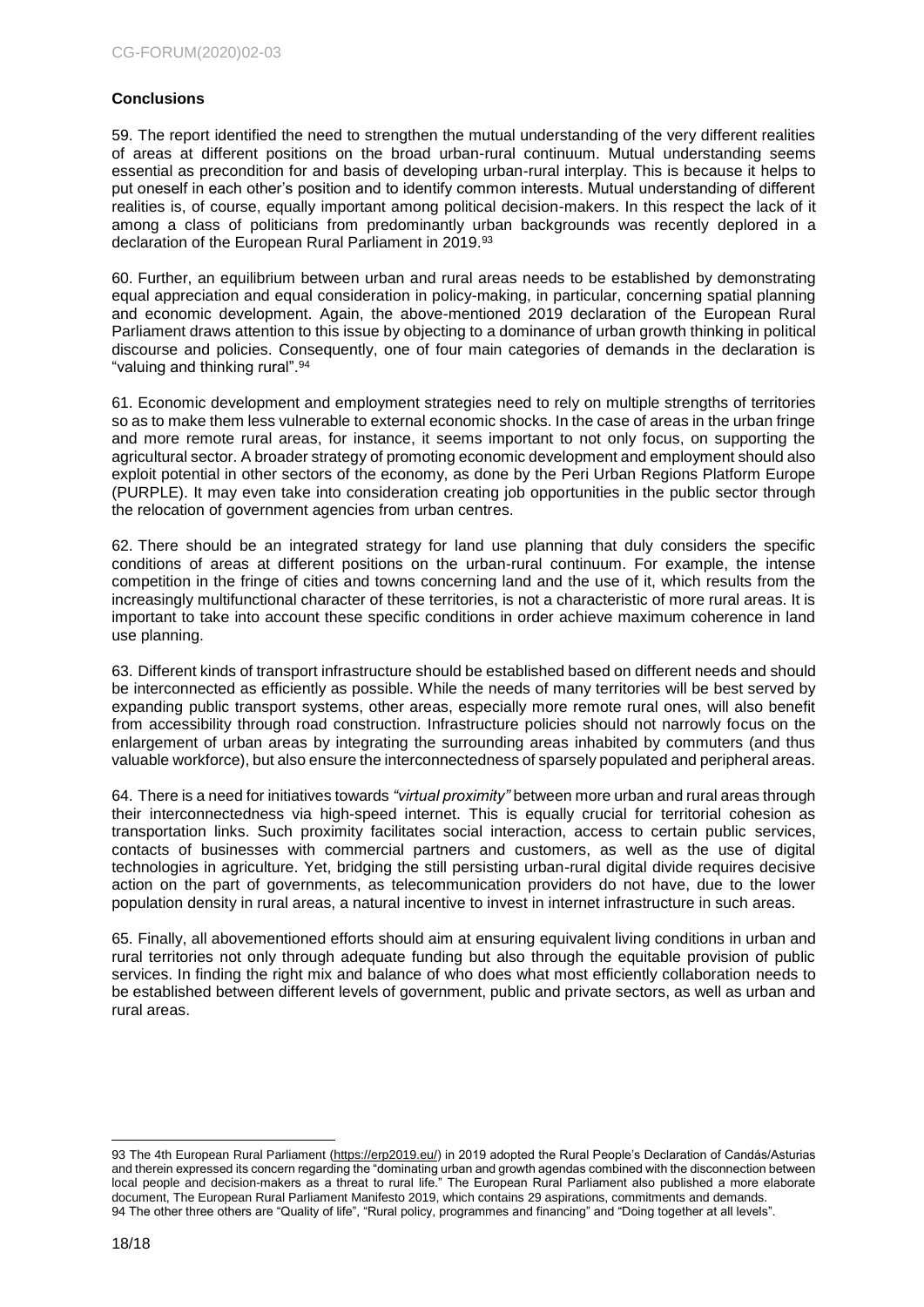**Conclusions**

59. The report identified the need to strengthen the mutual understanding of the very different realities of areas at different positions on the broad urban-rural continuum. Mutual understanding seems essential as precondition for and basis of developing urban-rural interplay. This is because it helps to put oneself in each other's position and to identify common interests. Mutual understanding of different realities is, of course, equally important among political decision-makers. In this respect the lack of it among a class of politicians from predominantly urban backgrounds was recently deplored in a declaration of the European Rural Parliament in 2019.[93]

60. Further, an equilibrium between urban and rural areas needs to be established by demonstrating equal appreciation and equal consideration in policy-making, in particular, concerning spatial planning and economic development. Again, the above-mentioned 2019 declaration of the European Rural Parliament draws attention to this issue by objecting to a dominance of urban growth thinking in political discourse and policies. Consequently, one of four main categories of demands in the declaration is "valuing and thinking rural".[94]

61. Economic development and employment strategies need to rely on multiple strengths of territories so as to make them less vulnerable to external economic shocks. In the case of areas in the urban fringe and more remote rural areas, for instance, it seems important to not only focus, on supporting the agricultural sector. A broader strategy of promoting economic development and employment should also exploit potential in other sectors of the economy, as done by the Peri Urban Regions Platform Europe (PURPLE). It may even take into consideration creating job opportunities in the public sector through the relocation of government agencies from urban centres.

62. There should be an integrated strategy for land use planning that duly considers the specific conditions of areas at different positions on the urban-rural continuum. For example, the intense competition in the fringe of cities and towns concerning land and the use of it, which results from the increasingly multifunctional character of these territories, is not a characteristic of more rural areas. It is important to take into account these specific conditions in order achieve maximum coherence in land use planning.

63. Different kinds of transport infrastructure should be established based on different needs and should be interconnected as efficiently as possible. While the needs of many territories will be best served by expanding public transport systems, other areas, especially more remote rural ones, will also benefit from accessibility through road construction. Infrastructure policies should not narrowly focus on the enlargement of urban areas by integrating the surrounding areas inhabited by commuters (and thus valuable workforce), but also ensure the interconnectedness of sparsely populated and peripheral areas.

64. There is a need for initiatives towards *"virtual proximity"* between more urban and rural areas through their interconnectedness via high-speed internet. This is equally crucial for territorial cohesion as transportation links. Such proximity facilitates social interaction, access to certain public services, contacts of businesses with commercial partners and customers, as well as the use of digital technologies in agriculture. Yet, bridging the still persisting urban-rural digital divide requires decisive action on the part of governments, as telecommunication providers do not have, due to the lower population density in rural areas, a natural incentive to invest in internet infrastructure in such areas.

65. Finally, all abovementioned efforts should aim at ensuring equivalent living conditions in urban and rural territories not only through adequate funding but also through the equitable provision of public services. In finding the right mix and balance of who does what most efficiently collaboration needs to be established between different levels of government, public and private sectors, as well as urban and rural areas.

---

93 The 4th European Rural Parliament (https://erp2019.eu/) in 2019 adopted the Rural People's Declaration of Candás/Asturias and therein expressed its concern regarding the "dominating urban and growth agendas combined with the disconnection between local people and decision-makers as a threat to rural life." The European Rural Parliament also published a more elaborate document, The European Rural Parliament Manifesto 2019, which contains 29 aspirations, commitments and demands.

94 The other three others are "Quality of life", "Rural policy, programmes and financing" and "Doing together at all levels".